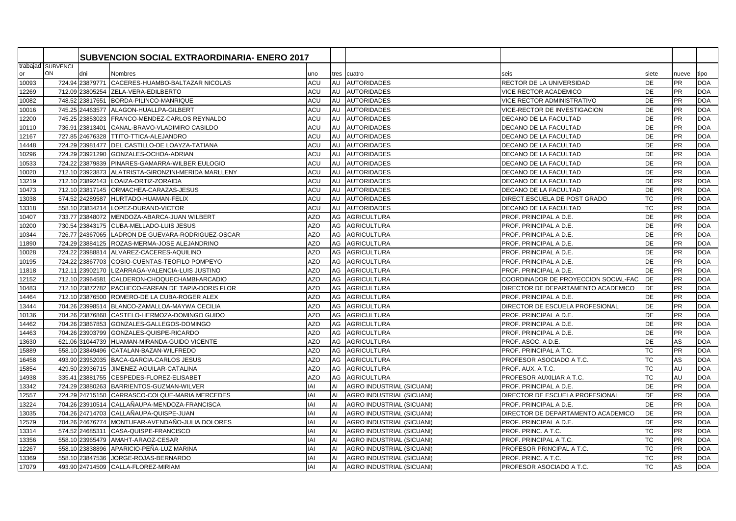| | | SUBVENCION SOCIAL EXTRAORDINARIA- ENERO 2017 | | | | | | | | |
|---|---|---|---|---|---|---|---|---|---|---|
| trabajador | SUBVENCION | dni | Nombres | uno | tres | cuatro | seis | siete | nueve | tipo |
| 10093 | 724.94 | 23879771 | CACERES-HUAMBO-BALTAZAR NICOLAS | ACU | AU | AUTORIDADES | RECTOR DE LA UNIVERSIDAD | DE | PR | DOA |
| 12269 | 712.09 | 23805254 | ZELA-VERA-EDILBERTO | ACU | AU | AUTORIDADES | VICE RECTOR ACADEMICO | DE | PR | DOA |
| 10082 | 748.52 | 23817651 | BORDA-PILINCO-MANRIQUE | ACU | AU | AUTORIDADES | VICE RECTOR ADMINISTRATIVO | DE | PR | DOA |
| 10016 | 745.25 | 24463577 | ALAGON-HUALLPA-GILBERT | ACU | AU | AUTORIDADES | VICE-RECTOR DE INVESTIGACION | DE | PR | DOA |
| 12200 | 745.25 | 23853023 | FRANCO-MENDEZ-CARLOS REYNALDO | ACU | AU | AUTORIDADES | DECANO DE LA FACULTAD | DE | PR | DOA |
| 10110 | 736.91 | 23813401 | CANAL-BRAVO-VLADIMIRO CASILDO | ACU | AU | AUTORIDADES | DECANO DE LA FACULTAD | DE | PR | DOA |
| 12167 | 727.85 | 24676328 | TTITO-TTICA-ALEJANDRO | ACU | AU | AUTORIDADES | DECANO DE LA FACULTAD | DE | PR | DOA |
| 14448 | 724.29 | 23981477 | DEL CASTILLO-DE LOAYZA-TATIANA | ACU | AU | AUTORIDADES | DECANO DE LA FACULTAD | DE | PR | DOA |
| 10296 | 724.29 | 23921290 | GONZALES-OCHOA-ADRIAN | ACU | AU | AUTORIDADES | DECANO DE LA FACULTAD | DE | PR | DOA |
| 10533 | 724.22 | 23879839 | PINARES-GAMARRA-WILBER EULOGIO | ACU | AU | AUTORIDADES | DECANO DE LA FACULTAD | DE | PR | DOA |
| 10020 | 712.10 | 23923873 | ALATRISTA-GIRONZINI-MERIDA MARLLENY | ACU | AU | AUTORIDADES | DECANO DE LA FACULTAD | DE | PR | DOA |
| 13219 | 712.10 | 23892143 | LOAIZA-ORTIZ-ZORAIDA | ACU | AU | AUTORIDADES | DECANO DE LA FACULTAD | DE | PR | DOA |
| 10473 | 712.10 | 23817145 | ORMACHEA-CARAZAS-JESUS | ACU | AU | AUTORIDADES | DECANO DE LA FACULTAD | DE | PR | DOA |
| 13038 | 574.52 | 24289587 | HURTADO-HUAMAN-FELIX | ACU | AU | AUTORIDADES | DIRECT.ESCUELA DE POST GRADO | TC | PR | DOA |
| 13318 | 558.10 | 23834214 | LOPEZ-DURAND-VICTOR | ACU | AU | AUTORIDADES | DECANO DE LA FACULTAD | TC | PR | DOA |
| 10407 | 733.77 | 23848072 | MENDOZA-ABARCA-JUAN WILBERT | AZO | AG | AGRICULTURA | PROF. PRINCIPAL A D.E. | DE | PR | DOA |
| 10200 | 730.54 | 23843175 | CUBA-MELLADO-LUIS JESUS | AZO | AG | AGRICULTURA | PROF. PRINCIPAL A D.E. | DE | PR | DOA |
| 10344 | 726.77 | 24367065 | LADRON DE GUEVARA-RODRIGUEZ-OSCAR | AZO | AG | AGRICULTURA | PROF. PRINCIPAL A D.E. | DE | PR | DOA |
| 11890 | 724.29 | 23884125 | ROZAS-MERMA-JOSE ALEJANDRINO | AZO | AG | AGRICULTURA | PROF. PRINCIPAL A D.E. | DE | PR | DOA |
| 10028 | 724.22 | 23988814 | ALVAREZ-CACERES-AQUILINO | AZO | AG | AGRICULTURA | PROF. PRINCIPAL A D.E. | DE | PR | DOA |
| 10195 | 724.22 | 23867703 | COSIO-CUENTAS-TEOFILO POMPEYO | AZO | AG | AGRICULTURA | PROF. PRINCIPAL A D.E. | DE | PR | DOA |
| 11818 | 712.11 | 23902170 | LIZARRAGA-VALENCIA-LUIS JUSTINO | AZO | AG | AGRICULTURA | PROF. PRINCIPAL A D.E. | DE | PR | DOA |
| 12152 | 712.10 | 23964581 | CALDERON-CHOQUECHAMBI-ARCADIO | AZO | AG | AGRICULTURA | COORDINADOR DE PROYECCION SOCIAL-FAC | DE | PR | DOA |
| 10483 | 712.10 | 23872782 | PACHECO-FARFAN DE TAPIA-DORIS FLOR | AZO | AG | AGRICULTURA | DIRECTOR DE DEPARTAMENTO ACADEMICO | DE | PR | DOA |
| 14464 | 712.10 | 23876500 | ROMERO-DE LA CUBA-ROGER ALEX | AZO | AG | AGRICULTURA | PROF. PRINCIPAL A D.E. | DE | PR | DOA |
| 13444 | 704.26 | 23998514 | BLANCO-ZAMALLOA-MAYWA CECILIA | AZO | AG | AGRICULTURA | DIRECTOR DE ESCUELA PROFESIONAL | DE | PR | DOA |
| 10136 | 704.26 | 23876868 | CASTELO-HERMOZA-DOMINGO GUIDO | AZO | AG | AGRICULTURA | PROF. PRINCIPAL A D.E. | DE | PR | DOA |
| 14462 | 704.26 | 23867853 | GONZALES-GALLEGOS-DOMINGO | AZO | AG | AGRICULTURA | PROF. PRINCIPAL A D.E. | DE | PR | DOA |
| 14463 | 704.26 | 23903799 | GONZALES-QUISPE-RICARDO | AZO | AG | AGRICULTURA | PROF. PRINCIPAL A D.E. | DE | PR | DOA |
| 13630 | 621.06 | 31044739 | HUAMAN-MIRANDA-GUIDO VICENTE | AZO | AG | AGRICULTURA | PROF. ASOC. A D.E. | DE | AS | DOA |
| 15889 | 558.10 | 23849496 | CATALAN-BAZAN-WILFREDO | AZO | AG | AGRICULTURA | PROF. PRINCIPAL A T.C. | TC | PR | DOA |
| 16458 | 493.90 | 23952035 | BACA-GARCIA-CARLOS JESUS | AZO | AG | AGRICULTURA | PROFESOR ASOCIADO A T.C. | TC | AS | DOA |
| 15854 | 429.50 | 23936715 | JIMENEZ-AGUILAR-CATALINA | AZO | AG | AGRICULTURA | PROF. AUX. A T.C. | TC | AU | DOA |
| 14938 | 335.41 | 23881755 | CESPEDES-FLOREZ-ELISABET | AZO | AG | AGRICULTURA | PROFESOR AUXILIAR A T.C. | TC | AU | DOA |
| 13342 | 724.29 | 23880263 | BARRIENTOS-GUZMAN-WILVER | IAI | AI | AGRO INDUSTRIAL (SICUANI) | PROF. PRINCIPAL A D.E. | DE | PR | DOA |
| 12557 | 724.29 | 24715150 | CARRASCO-COLQUE-MARIA MERCEDES | IAI | AI | AGRO INDUSTRIAL (SICUANI) | DIRECTOR DE ESCUELA PROFESIONAL | DE | PR | DOA |
| 13224 | 704.26 | 23910514 | CALLAÑAUPA-MENDOZA-FRANCISCA | IAI | AI | AGRO INDUSTRIAL (SICUANI) | PROF. PRINCIPAL A D.E. | DE | PR | DOA |
| 13035 | 704.26 | 24714703 | CALLAÑAUPA-QUISPE-JUAN | IAI | AI | AGRO INDUSTRIAL (SICUANI) | DIRECTOR DE DEPARTAMENTO ACADEMICO | DE | PR | DOA |
| 12579 | 704.26 | 24676774 | MONTUFAR-AVENDAÑO-JULIA DOLORES | IAI | AI | AGRO INDUSTRIAL (SICUANI) | PROF. PRINCIPAL A D.E. | DE | PR | DOA |
| 13314 | 574.52 | 24685311 | CASA-QUISPE-FRANCISCO | IAI | AI | AGRO INDUSTRIAL (SICUANI) | PROF. PRINC. A T.C. | TC | PR | DOA |
| 13356 | 558.10 | 23965479 | AMAHT-ARAOZ-CESAR | IAI | AI | AGRO INDUSTRIAL (SICUANI) | PROF. PRINCIPAL A T.C. | TC | PR | DOA |
| 12267 | 558.10 | 23838896 | APARICIO-PEÑA-LUZ MARINA | IAI | AI | AGRO INDUSTRIAL (SICUANI) | PROFESOR PRINCIPAL A T.C. | TC | PR | DOA |
| 13369 | 558.10 | 23847536 | JORGE-ROJAS-BERNARDO | IAI | AI | AGRO INDUSTRIAL (SICUANI) | PROF. PRINC. A T.C. | TC | PR | DOA |
| 17079 | 493.90 | 24714509 | CALLA-FLOREZ-MIRIAM | IAI | AI | AGRO INDUSTRIAL (SICUANI) | PROFESOR ASOCIADO A T.C. | TC | AS | DOA |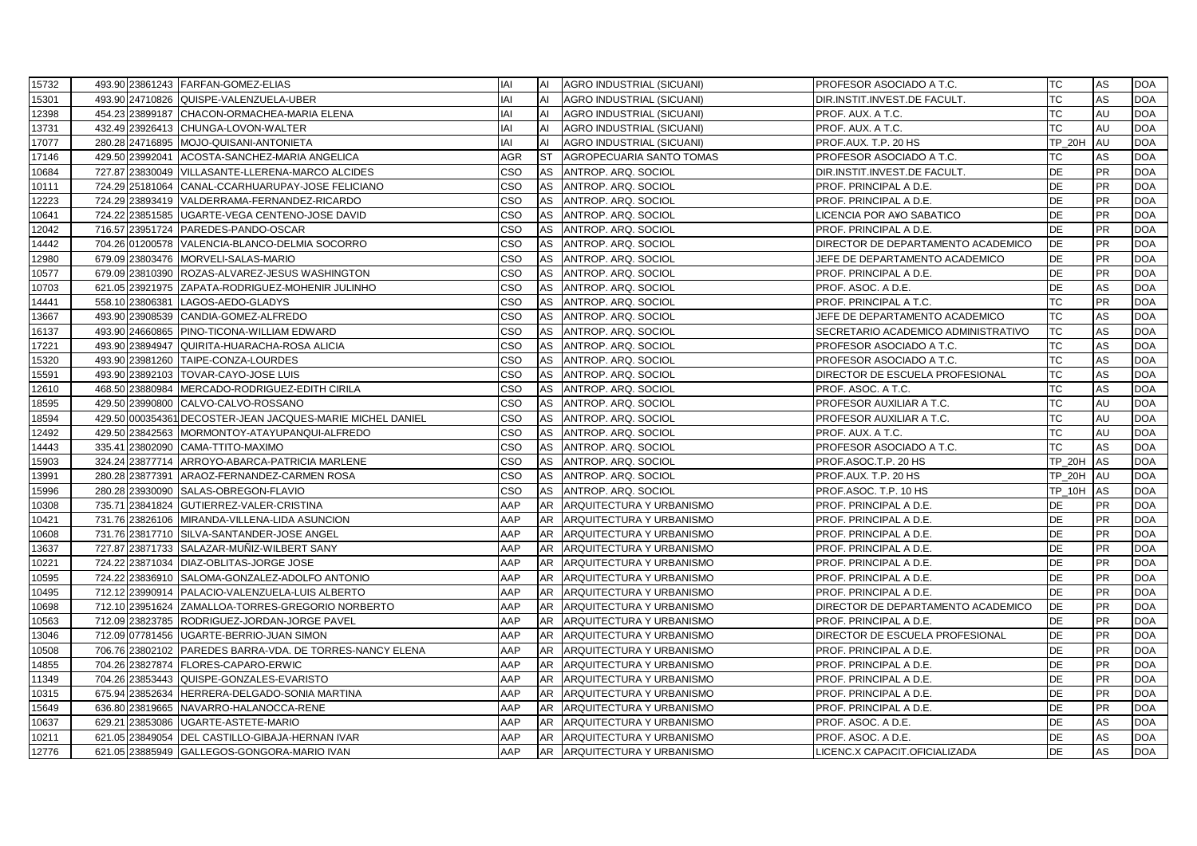| | | | | | | | | | | |
|---|---|---|---|---|---|---|---|---|---|---|
| 15732 | 493.90 | 23861243 | FARFAN-GOMEZ-ELIAS | IAI | AI | AGRO INDUSTRIAL (SICUANI) | PROFESOR ASOCIADO A T.C. | TC | AS | DOA |
| 15301 | 493.90 | 24710826 | QUISPE-VALENZUELA-UBER | IAI | AI | AGRO INDUSTRIAL (SICUANI) | DIR.INSTIT.INVEST.DE FACULT. | TC | AS | DOA |
| 12398 | 454.23 | 23899187 | CHACON-ORMACHEA-MARIA ELENA | IAI | AI | AGRO INDUSTRIAL (SICUANI) | PROF. AUX. A T.C. | TC | AU | DOA |
| 13731 | 432.49 | 23926413 | CHUNGA-LOVON-WALTER | IAI | AI | AGRO INDUSTRIAL (SICUANI) | PROF. AUX. A T.C. | TC | AU | DOA |
| 17077 | 280.28 | 24716895 | MOJO-QUISANI-ANTONIETA | IAI | AI | AGRO INDUSTRIAL (SICUANI) | PROF.AUX. T.P. 20 HS | TP_20H | AU | DOA |
| 17146 | 429.50 | 23992041 | ACOSTA-SANCHEZ-MARIA ANGELICA | AGR | ST | AGROPECUARIA SANTO TOMAS | PROFESOR ASOCIADO A T.C. | TC | AS | DOA |
| 10684 | 727.87 | 23830049 | VILLASANTE-LLERENA-MARCO ALCIDES | CSO | AS | ANTROP. ARQ. SOCIOL | DIR.INSTIT.INVEST.DE FACULT. | DE | PR | DOA |
| 10111 | 724.29 | 25181064 | CANAL-CCARHUARUPAY-JOSE FELICIANO | CSO | AS | ANTROP. ARQ. SOCIOL | PROF. PRINCIPAL A D.E. | DE | PR | DOA |
| 12223 | 724.29 | 23893419 | VALDERRAMA-FERNANDEZ-RICARDO | CSO | AS | ANTROP. ARQ. SOCIOL | PROF. PRINCIPAL A D.E. | DE | PR | DOA |
| 10641 | 724.22 | 23851585 | UGARTE-VEGA CENTENO-JOSE DAVID | CSO | AS | ANTROP. ARQ. SOCIOL | LICENCIA POR A¥O SABATICO | DE | PR | DOA |
| 12042 | 716.57 | 23951724 | PAREDES-PANDO-OSCAR | CSO | AS | ANTROP. ARQ. SOCIOL | PROF. PRINCIPAL A D.E. | DE | PR | DOA |
| 14442 | 704.26 | 01200578 | VALENCIA-BLANCO-DELMIA SOCORRO | CSO | AS | ANTROP. ARQ. SOCIOL | DIRECTOR DE DEPARTAMENTO ACADEMICO | DE | PR | DOA |
| 12980 | 679.09 | 23803476 | MORVELI-SALAS-MARIO | CSO | AS | ANTROP. ARQ. SOCIOL | JEFE DE DEPARTAMENTO ACADEMICO | DE | PR | DOA |
| 10577 | 679.09 | 23810390 | ROZAS-ALVAREZ-JESUS WASHINGTON | CSO | AS | ANTROP. ARQ. SOCIOL | PROF. PRINCIPAL A D.E. | DE | PR | DOA |
| 10703 | 621.05 | 23921975 | ZAPATA-RODRIGUEZ-MOHENIR JULINHO | CSO | AS | ANTROP. ARQ. SOCIOL | PROF. ASOC. A D.E. | DE | AS | DOA |
| 14441 | 558.10 | 23806381 | LAGOS-AEDO-GLADYS | CSO | AS | ANTROP. ARQ. SOCIOL | PROF. PRINCIPAL A T.C. | TC | PR | DOA |
| 13667 | 493.90 | 23908539 | CANDIA-GOMEZ-ALFREDO | CSO | AS | ANTROP. ARQ. SOCIOL | JEFE DE DEPARTAMENTO ACADEMICO | TC | AS | DOA |
| 16137 | 493.90 | 24660865 | PINO-TICONA-WILLIAM EDWARD | CSO | AS | ANTROP. ARQ. SOCIOL | SECRETARIO ACADEMICO ADMINISTRATIVO | TC | AS | DOA |
| 17221 | 493.90 | 23894947 | QUIRITA-HUARACHA-ROSA ALICIA | CSO | AS | ANTROP. ARQ. SOCIOL | PROFESOR ASOCIADO A T.C. | TC | AS | DOA |
| 15320 | 493.90 | 23981260 | TAIPE-CONZA-LOURDES | CSO | AS | ANTROP. ARQ. SOCIOL | PROFESOR ASOCIADO A T.C. | TC | AS | DOA |
| 15591 | 493.90 | 23892103 | TOVAR-CAYO-JOSE LUIS | CSO | AS | ANTROP. ARQ. SOCIOL | DIRECTOR DE ESCUELA PROFESIONAL | TC | AS | DOA |
| 12610 | 468.50 | 23880984 | MERCADO-RODRIGUEZ-EDITH CIRILA | CSO | AS | ANTROP. ARQ. SOCIOL | PROF. ASOC. A T.C. | TC | AS | DOA |
| 18595 | 429.50 | 23990800 | CALVO-CALVO-ROSSANO | CSO | AS | ANTROP. ARQ. SOCIOL | PROFESOR AUXILIAR A T.C. | TC | AU | DOA |
| 18594 | 429.50 | 000354361 | DECOSTER-JEAN JACQUES-MARIE MICHEL DANIEL | CSO | AS | ANTROP. ARQ. SOCIOL | PROFESOR AUXILIAR A T.C. | TC | AU | DOA |
| 12492 | 429.50 | 23842563 | MORMONTOY-ATAYUPANQUI-ALFREDO | CSO | AS | ANTROP. ARQ. SOCIOL | PROF. AUX. A T.C. | TC | AU | DOA |
| 14443 | 335.41 | 23802090 | CAMA-TTITO-MAXIMO | CSO | AS | ANTROP. ARQ. SOCIOL | PROFESOR ASOCIADO A T.C. | TC | AS | DOA |
| 15903 | 324.24 | 23877714 | ARROYO-ABARCA-PATRICIA MARLENE | CSO | AS | ANTROP. ARQ. SOCIOL | PROF.ASOC.T.P. 20 HS | TP_20H | AS | DOA |
| 13991 | 280.28 | 23877391 | ARAOZ-FERNANDEZ-CARMEN ROSA | CSO | AS | ANTROP. ARQ. SOCIOL | PROF.AUX. T.P. 20 HS | TP_20H | AU | DOA |
| 15996 | 280.28 | 23930090 | SALAS-OBREGON-FLAVIO | CSO | AS | ANTROP. ARQ. SOCIOL | PROF.ASOC. T.P. 10 HS | TP_10H | AS | DOA |
| 10308 | 735.71 | 23841824 | GUTIERREZ-VALER-CRISTINA | AAP | AR | ARQUITECTURA Y URBANISMO | PROF. PRINCIPAL A D.E. | DE | PR | DOA |
| 10421 | 731.76 | 23826106 | MIRANDA-VILLENA-LIDA ASUNCION | AAP | AR | ARQUITECTURA Y URBANISMO | PROF. PRINCIPAL A D.E. | DE | PR | DOA |
| 10608 | 731.76 | 23817710 | SILVA-SANTANDER-JOSE ANGEL | AAP | AR | ARQUITECTURA Y URBANISMO | PROF. PRINCIPAL A D.E. | DE | PR | DOA |
| 13637 | 727.87 | 23871733 | SALAZAR-MUÑIZ-WILBERT SANY | AAP | AR | ARQUITECTURA Y URBANISMO | PROF. PRINCIPAL A D.E. | DE | PR | DOA |
| 10221 | 724.22 | 23871034 | DIAZ-OBLITAS-JORGE JOSE | AAP | AR | ARQUITECTURA Y URBANISMO | PROF. PRINCIPAL A D.E. | DE | PR | DOA |
| 10595 | 724.22 | 23836910 | SALOMA-GONZALEZ-ADOLFO ANTONIO | AAP | AR | ARQUITECTURA Y URBANISMO | PROF. PRINCIPAL A D.E. | DE | PR | DOA |
| 10495 | 712.12 | 23990914 | PALACIO-VALENZUELA-LUIS ALBERTO | AAP | AR | ARQUITECTURA Y URBANISMO | PROF. PRINCIPAL A D.E. | DE | PR | DOA |
| 10698 | 712.10 | 23951624 | ZAMALLOA-TORRES-GREGORIO NORBERTO | AAP | AR | ARQUITECTURA Y URBANISMO | DIRECTOR DE DEPARTAMENTO ACADEMICO | DE | PR | DOA |
| 10563 | 712.09 | 23823785 | RODRIGUEZ-JORDAN-JORGE PAVEL | AAP | AR | ARQUITECTURA Y URBANISMO | PROF. PRINCIPAL A D.E. | DE | PR | DOA |
| 13046 | 712.09 | 07781456 | UGARTE-BERRIO-JUAN SIMON | AAP | AR | ARQUITECTURA Y URBANISMO | DIRECTOR DE ESCUELA PROFESIONAL | DE | PR | DOA |
| 10508 | 706.76 | 23802102 | PAREDES BARRA-VDA. DE TORRES-NANCY ELENA | AAP | AR | ARQUITECTURA Y URBANISMO | PROF. PRINCIPAL A D.E. | DE | PR | DOA |
| 14855 | 704.26 | 23827874 | FLORES-CAPARO-ERWIC | AAP | AR | ARQUITECTURA Y URBANISMO | PROF. PRINCIPAL A D.E. | DE | PR | DOA |
| 11349 | 704.26 | 23853443 | QUISPE-GONZALES-EVARISTO | AAP | AR | ARQUITECTURA Y URBANISMO | PROF. PRINCIPAL A D.E. | DE | PR | DOA |
| 10315 | 675.94 | 23852634 | HERRERA-DELGADO-SONIA MARTINA | AAP | AR | ARQUITECTURA Y URBANISMO | PROF. PRINCIPAL A D.E. | DE | PR | DOA |
| 15649 | 636.80 | 23819665 | NAVARRO-HALANOCCA-RENE | AAP | AR | ARQUITECTURA Y URBANISMO | PROF. PRINCIPAL A D.E. | DE | PR | DOA |
| 10637 | 629.21 | 23853086 | UGARTE-ASTETE-MARIO | AAP | AR | ARQUITECTURA Y URBANISMO | PROF. ASOC. A D.E. | DE | AS | DOA |
| 10211 | 621.05 | 23849054 | DEL CASTILLO-GIBAJA-HERNAN IVAR | AAP | AR | ARQUITECTURA Y URBANISMO | PROF. ASOC. A D.E. | DE | AS | DOA |
| 12776 | 621.05 | 23885949 | GALLEGOS-GONGORA-MARIO IVAN | AAP | AR | ARQUITECTURA Y URBANISMO | LICENC.X CAPACIT.OFICIALIZADA | DE | AS | DOA |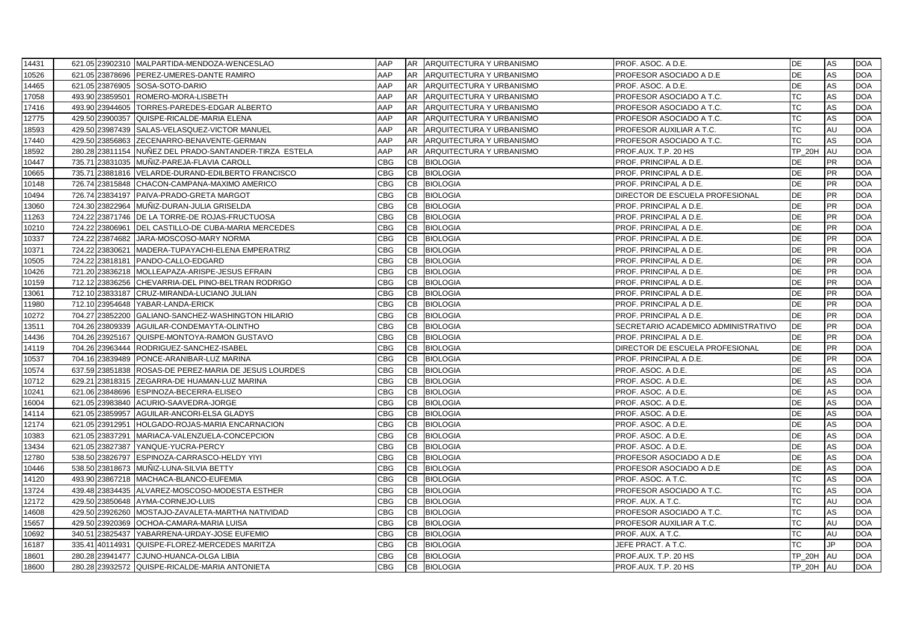| | | | | | | | | | | |
|---|---|---|---|---|---|---|---|---|---|---|
| 14431 | 621.05 | 23902310 | MALPARTIDA-MENDOZA-WENCESLAO | AAP | AR | ARQUITECTURA Y URBANISMO | PROF. ASOC. A D.E. | DE | AS | DOA |
| 10526 | 621.05 | 23878696 | PEREZ-UMERES-DANTE RAMIRO | AAP | AR | ARQUITECTURA Y URBANISMO | PROFESOR ASOCIADO A D.E | DE | AS | DOA |
| 14465 | 621.05 | 23876905 | SOSA-SOTO-DARIO | AAP | AR | ARQUITECTURA Y URBANISMO | PROF. ASOC. A D.E. | DE | AS | DOA |
| 17058 | 493.90 | 23859501 | ROMERO-MORA-LISBETH | AAP | AR | ARQUITECTURA Y URBANISMO | PROFESOR ASOCIADO A T.C. | TC | AS | DOA |
| 17416 | 493.90 | 23944605 | TORRES-PAREDES-EDGAR ALBERTO | AAP | AR | ARQUITECTURA Y URBANISMO | PROFESOR ASOCIADO A T.C. | TC | AS | DOA |
| 12775 | 429.50 | 23900357 | QUISPE-RICALDE-MARIA ELENA | AAP | AR | ARQUITECTURA Y URBANISMO | PROFESOR ASOCIADO A T.C. | TC | AS | DOA |
| 18593 | 429.50 | 23987439 | SALAS-VELASQUEZ-VICTOR MANUEL | AAP | AR | ARQUITECTURA Y URBANISMO | PROFESOR AUXILIAR A T.C. | TC | AU | DOA |
| 17440 | 429.50 | 23856863 | ZECENARRO-BENAVENTE-GERMAN | AAP | AR | ARQUITECTURA Y URBANISMO | PROFESOR ASOCIADO A T.C. | TC | AS | DOA |
| 18592 | 280.28 | 23811154 | NUÑEZ DEL PRADO-SANTANDER-TIRZA ESTELA | AAP | AR | ARQUITECTURA Y URBANISMO | PROF.AUX. T.P. 20 HS | TP_20H | AU | DOA |
| 10447 | 735.71 | 23831035 | MUÑIZ-PAREJA-FLAVIA CAROLL | CBG | CB | BIOLOGIA | PROF. PRINCIPAL A D.E. | DE | PR | DOA |
| 10665 | 735.71 | 23881816 | VELARDE-DURAND-EDILBERTO FRANCISCO | CBG | CB | BIOLOGIA | PROF. PRINCIPAL A D.E. | DE | PR | DOA |
| 10148 | 726.74 | 23815848 | CHACON-CAMPANA-MAXIMO AMERICO | CBG | CB | BIOLOGIA | PROF. PRINCIPAL A D.E. | DE | PR | DOA |
| 10494 | 726.74 | 23834197 | PAIVA-PRADO-GRETA MARGOT | CBG | CB | BIOLOGIA | DIRECTOR DE ESCUELA PROFESIONAL | DE | PR | DOA |
| 13060 | 724.30 | 23822964 | MUÑIZ-DURAN-JULIA GRISELDA | CBG | CB | BIOLOGIA | PROF. PRINCIPAL A D.E. | DE | PR | DOA |
| 11263 | 724.22 | 23871746 | DE LA TORRE-DE ROJAS-FRUCTUOSA | CBG | CB | BIOLOGIA | PROF. PRINCIPAL A D.E. | DE | PR | DOA |
| 10210 | 724.22 | 23806961 | DEL CASTILLO-DE CUBA-MARIA MERCEDES | CBG | CB | BIOLOGIA | PROF. PRINCIPAL A D.E. | DE | PR | DOA |
| 10337 | 724.22 | 23874682 | JARA-MOSCOSO-MARY NORMA | CBG | CB | BIOLOGIA | PROF. PRINCIPAL A D.E. | DE | PR | DOA |
| 10371 | 724.22 | 23830621 | MADERA-TUPAYACHI-ELENA EMPERATRIZ | CBG | CB | BIOLOGIA | PROF. PRINCIPAL A D.E. | DE | PR | DOA |
| 10505 | 724.22 | 23818181 | PANDO-CALLO-EDGARD | CBG | CB | BIOLOGIA | PROF. PRINCIPAL A D.E. | DE | PR | DOA |
| 10426 | 721.20 | 23836218 | MOLLEAPAZA-ARISPE-JESUS EFRAIN | CBG | CB | BIOLOGIA | PROF. PRINCIPAL A D.E. | DE | PR | DOA |
| 10159 | 712.12 | 23836256 | CHEVARRIA-DEL PINO-BELTRAN RODRIGO | CBG | CB | BIOLOGIA | PROF. PRINCIPAL A D.E. | DE | PR | DOA |
| 13061 | 712.10 | 23833187 | CRUZ-MIRANDA-LUCIANO JULIAN | CBG | CB | BIOLOGIA | PROF. PRINCIPAL A D.E. | DE | PR | DOA |
| 11980 | 712.10 | 23954648 | YABAR-LANDA-ERICK | CBG | CB | BIOLOGIA | PROF. PRINCIPAL A D.E. | DE | PR | DOA |
| 10272 | 704.27 | 23852200 | GALIANO-SANCHEZ-WASHINGTON HILARIO | CBG | CB | BIOLOGIA | PROF. PRINCIPAL A D.E. | DE | PR | DOA |
| 13511 | 704.26 | 23809339 | AGUILAR-CONDEMAYTA-OLINTHO | CBG | CB | BIOLOGIA | SECRETARIO ACADEMICO ADMINISTRATIVO | DE | PR | DOA |
| 14436 | 704.26 | 23925167 | QUISPE-MONTOYA-RAMON GUSTAVO | CBG | CB | BIOLOGIA | PROF. PRINCIPAL A D.E. | DE | PR | DOA |
| 14119 | 704.26 | 23963444 | RODRIGUEZ-SANCHEZ-ISABEL | CBG | CB | BIOLOGIA | DIRECTOR DE ESCUELA PROFESIONAL | DE | PR | DOA |
| 10537 | 704.16 | 23839489 | PONCE-ARANIBAR-LUZ MARINA | CBG | CB | BIOLOGIA | PROF. PRINCIPAL A D.E. | DE | PR | DOA |
| 10574 | 637.59 | 23851838 | ROSAS-DE PEREZ-MARIA DE JESUS LOURDES | CBG | CB | BIOLOGIA | PROF. ASOC. A D.E. | DE | AS | DOA |
| 10712 | 629.21 | 23818315 | ZEGARRA-DE HUAMAN-LUZ MARINA | CBG | CB | BIOLOGIA | PROF. ASOC. A D.E. | DE | AS | DOA |
| 10241 | 621.06 | 23848696 | ESPINOZA-BECERRA-ELISEO | CBG | CB | BIOLOGIA | PROF. ASOC. A D.E. | DE | AS | DOA |
| 16004 | 621.05 | 23983840 | ACURIO-SAAVEDRA-JORGE | CBG | CB | BIOLOGIA | PROF. ASOC. A D.E. | DE | AS | DOA |
| 14114 | 621.05 | 23859957 | AGUILAR-ANCORI-ELSA GLADYS | CBG | CB | BIOLOGIA | PROF. ASOC. A D.E. | DE | AS | DOA |
| 12174 | 621.05 | 23912951 | HOLGADO-ROJAS-MARIA ENCARNACION | CBG | CB | BIOLOGIA | PROF. ASOC. A D.E. | DE | AS | DOA |
| 10383 | 621.05 | 23837291 | MARIACA-VALENZUELA-CONCEPCION | CBG | CB | BIOLOGIA | PROF. ASOC. A D.E. | DE | AS | DOA |
| 13434 | 621.05 | 23827387 | YANQUE-YUCRA-PERCY | CBG | CB | BIOLOGIA | PROF. ASOC. A D.E. | DE | AS | DOA |
| 12780 | 538.50 | 23826797 | ESPINOZA-CARRASCO-HELDY YIYI | CBG | CB | BIOLOGIA | PROFESOR ASOCIADO A D.E | DE | AS | DOA |
| 10446 | 538.50 | 23818673 | MUÑIZ-LUNA-SILVIA BETTY | CBG | CB | BIOLOGIA | PROFESOR ASOCIADO A D.E | DE | AS | DOA |
| 14120 | 493.90 | 23867218 | MACHACA-BLANCO-EUFEMIA | CBG | CB | BIOLOGIA | PROF. ASOC. A T.C. | TC | AS | DOA |
| 13724 | 439.48 | 23834435 | ALVAREZ-MOSCOSO-MODESTA ESTHER | CBG | CB | BIOLOGIA | PROFESOR ASOCIADO A T.C. | TC | AS | DOA |
| 12172 | 429.50 | 23850648 | AYMA-CORNEJO-LUIS | CBG | CB | BIOLOGIA | PROF. AUX. A T.C. | TC | AU | DOA |
| 14608 | 429.50 | 23926260 | MOSTAJO-ZAVALETA-MARTHA NATIVIDAD | CBG | CB | BIOLOGIA | PROFESOR ASOCIADO A T.C. | TC | AS | DOA |
| 15657 | 429.50 | 23920369 | OCHOA-CAMARA-MARIA LUISA | CBG | CB | BIOLOGIA | PROFESOR AUXILIAR A T.C. | TC | AU | DOA |
| 10692 | 340.51 | 23825437 | YABARRENA-URDAY-JOSE EUFEMIO | CBG | CB | BIOLOGIA | PROF. AUX. A T.C. | TC | AU | DOA |
| 16187 | 335.41 | 40114931 | QUISPE-FLOREZ-MERCEDES MARITZA | CBG | CB | BIOLOGIA | JEFE PRACT. A T.C. | TC | JP | DOA |
| 18601 | 280.28 | 23941477 | CJUNO-HUANCA-OLGA LIBIA | CBG | CB | BIOLOGIA | PROF.AUX. T.P. 20 HS | TP_20H | AU | DOA |
| 18600 | 280.28 | 23932572 | QUISPE-RICALDE-MARIA ANTONIETA | CBG | CB | BIOLOGIA | PROF.AUX. T.P. 20 HS | TP_20H | AU | DOA |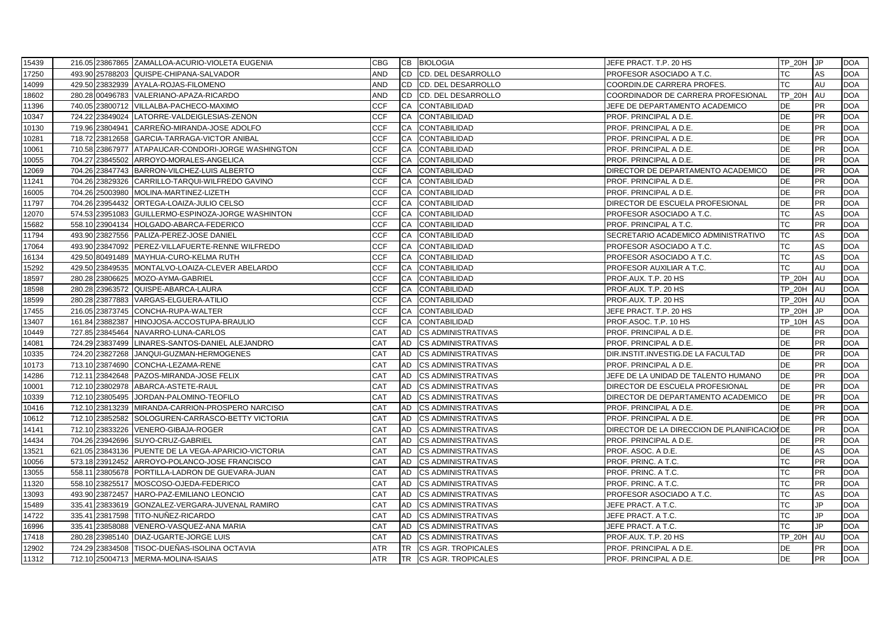| | | | | | | | | | | |
|---|---|---|---|---|---|---|---|---|---|---|
| 15439 | 216.05 | 23867865 | ZAMALLOA-ACURIO-VIOLETA EUGENIA | CBG | CB | BIOLOGIA | JEFE PRACT. T.P. 20 HS | TP_20H | JP | DOA |
| 17250 | 493.90 | 25788203 | QUISPE-CHIPANA-SALVADOR | AND | CD | CD. DEL DESARROLLO | PROFESOR ASOCIADO A T.C. | TC | AS | DOA |
| 14099 | 429.50 | 23832939 | AYALA-ROJAS-FILOMENO | AND | CD | CD. DEL DESARROLLO | COORDIN.DE CARRERA PROFES. | TC | AU | DOA |
| 18602 | 280.28 | 00496783 | VALERIANO-APAZA-RICARDO | AND | CD | CD. DEL DESARROLLO | COORDINADOR DE CARRERA PROFESIONAL | TP_20H | AU | DOA |
| 11396 | 740.05 | 23800712 | VILLALBA-PACHECO-MAXIMO | CCF | CA | CONTABILIDAD | JEFE DE DEPARTAMENTO ACADEMICO | DE | PR | DOA |
| 10347 | 724.22 | 23849024 | LATORRE-VALDEIGLESIAS-ZENON | CCF | CA | CONTABILIDAD | PROF. PRINCIPAL A D.E. | DE | PR | DOA |
| 10130 | 719.96 | 23804941 | CARREÑO-MIRANDA-JOSE ADOLFO | CCF | CA | CONTABILIDAD | PROF. PRINCIPAL A D.E. | DE | PR | DOA |
| 10281 | 718.72 | 23812658 | GARCIA-TARRAGA-VICTOR ANIBAL | CCF | CA | CONTABILIDAD | PROF. PRINCIPAL A D.E. | DE | PR | DOA |
| 10061 | 710.58 | 23867977 | ATAPAUCAR-CONDORI-JORGE WASHINGTON | CCF | CA | CONTABILIDAD | PROF. PRINCIPAL A D.E. | DE | PR | DOA |
| 10055 | 704.27 | 23845502 | ARROYO-MORALES-ANGELICA | CCF | CA | CONTABILIDAD | PROF. PRINCIPAL A D.E. | DE | PR | DOA |
| 12069 | 704.26 | 23847743 | BARRON-VILCHEZ-LUIS ALBERTO | CCF | CA | CONTABILIDAD | DIRECTOR DE DEPARTAMENTO ACADEMICO | DE | PR | DOA |
| 11241 | 704.26 | 23829326 | CARRILLO-TARQUI-WILFREDO GAVINO | CCF | CA | CONTABILIDAD | PROF. PRINCIPAL A D.E. | DE | PR | DOA |
| 16005 | 704.26 | 25003980 | MOLINA-MARTINEZ-LIZETH | CCF | CA | CONTABILIDAD | PROF. PRINCIPAL A D.E. | DE | PR | DOA |
| 11797 | 704.26 | 23954432 | ORTEGA-LOAIZA-JULIO CELSO | CCF | CA | CONTABILIDAD | DIRECTOR DE ESCUELA PROFESIONAL | DE | PR | DOA |
| 12070 | 574.53 | 23951083 | GUILLERMO-ESPINOZA-JORGE WASHINTON | CCF | CA | CONTABILIDAD | PROFESOR ASOCIADO A T.C. | TC | AS | DOA |
| 15682 | 558.10 | 23904134 | HOLGADO-ABARCA-FEDERICO | CCF | CA | CONTABILIDAD | PROF. PRINCIPAL A T.C. | TC | PR | DOA |
| 11794 | 493.90 | 23827556 | PALIZA-PEREZ-JOSE DANIEL | CCF | CA | CONTABILIDAD | SECRETARIO ACADEMICO ADMINISTRATIVO | TC | AS | DOA |
| 17064 | 493.90 | 23847092 | PEREZ-VILLAFUERTE-RENNE WILFREDO | CCF | CA | CONTABILIDAD | PROFESOR ASOCIADO A T.C. | TC | AS | DOA |
| 16134 | 429.50 | 80491489 | MAYHUA-CURO-KELMA RUTH | CCF | CA | CONTABILIDAD | PROFESOR ASOCIADO A T.C. | TC | AS | DOA |
| 15292 | 429.50 | 23849535 | MONTALVO-LOAIZA-CLEVER ABELARDO | CCF | CA | CONTABILIDAD | PROFESOR AUXILIAR A T.C. | TC | AU | DOA |
| 18597 | 280.28 | 23806625 | MOZO-AYMA-GABRIEL | CCF | CA | CONTABILIDAD | PROF.AUX. T.P. 20 HS | TP_20H | AU | DOA |
| 18598 | 280.28 | 23963572 | QUISPE-ABARCA-LAURA | CCF | CA | CONTABILIDAD | PROF.AUX. T.P. 20 HS | TP_20H | AU | DOA |
| 18599 | 280.28 | 23877883 | VARGAS-ELGUERA-ATILIO | CCF | CA | CONTABILIDAD | PROF.AUX. T.P. 20 HS | TP_20H | AU | DOA |
| 17455 | 216.05 | 23873745 | CONCHA-RUPA-WALTER | CCF | CA | CONTABILIDAD | JEFE PRACT. T.P. 20 HS | TP_20H | JP | DOA |
| 13407 | 161.84 | 23882387 | HINOJOSA-ACCOSTUPA-BRAULIO | CCF | CA | CONTABILIDAD | PROF.ASOC. T.P. 10 HS | TP_10H | AS | DOA |
| 10449 | 727.85 | 23845464 | NAVARRO-LUNA-CARLOS | CAT | AD | CS ADMINISTRATIVAS | PROF. PRINCIPAL A D.E. | DE | PR | DOA |
| 14081 | 724.29 | 23837499 | LINARES-SANTOS-DANIEL ALEJANDRO | CAT | AD | CS ADMINISTRATIVAS | PROF. PRINCIPAL A D.E. | DE | PR | DOA |
| 10335 | 724.20 | 23827268 | JANQUI-GUZMAN-HERMOGENES | CAT | AD | CS ADMINISTRATIVAS | DIR.INSTIT.INVESTIG.DE LA FACULTAD | DE | PR | DOA |
| 10173 | 713.10 | 23874690 | CONCHA-LEZAMA-RENE | CAT | AD | CS ADMINISTRATIVAS | PROF. PRINCIPAL A D.E. | DE | PR | DOA |
| 14286 | 712.11 | 23842648 | PAZOS-MIRANDA-JOSE FELIX | CAT | AD | CS ADMINISTRATIVAS | JEFE DE LA UNIDAD DE TALENTO HUMANO | DE | PR | DOA |
| 10001 | 712.10 | 23802978 | ABARCA-ASTETE-RAUL | CAT | AD | CS ADMINISTRATIVAS | DIRECTOR DE ESCUELA PROFESIONAL | DE | PR | DOA |
| 10339 | 712.10 | 23805495 | JORDAN-PALOMINO-TEOFILO | CAT | AD | CS ADMINISTRATIVAS | DIRECTOR DE DEPARTAMENTO ACADEMICO | DE | PR | DOA |
| 10416 | 712.10 | 23813239 | MIRANDA-CARRION-PROSPERO NARCISO | CAT | AD | CS ADMINISTRATIVAS | PROF. PRINCIPAL A D.E. | DE | PR | DOA |
| 10612 | 712.10 | 23852582 | SOLOGUREN-CARRASCO-BETTY VICTORIA | CAT | AD | CS ADMINISTRATIVAS | PROF. PRINCIPAL A D.E. | DE | PR | DOA |
| 14141 | 712.10 | 23833226 | VENERO-GIBAJA-ROGER | CAT | AD | CS ADMINISTRATIVAS | DIRECTOR DE LA DIRECCION DE PLANIFICACION | DE | PR | DOA |
| 14434 | 704.26 | 23942696 | SUYO-CRUZ-GABRIEL | CAT | AD | CS ADMINISTRATIVAS | PROF. PRINCIPAL A D.E. | DE | PR | DOA |
| 13521 | 621.05 | 23843136 | PUENTE DE LA VEGA-APARICIO-VICTORIA | CAT | AD | CS ADMINISTRATIVAS | PROF. ASOC. A D.E. | DE | AS | DOA |
| 10056 | 573.18 | 23912452 | ARROYO-POLANCO-JOSE FRANCISCO | CAT | AD | CS ADMINISTRATIVAS | PROF. PRINC. A T.C. | TC | PR | DOA |
| 13055 | 558.11 | 23805678 | PORTILLA-LADRON DE GUEVARA-JUAN | CAT | AD | CS ADMINISTRATIVAS | PROF. PRINC. A T.C. | TC | PR | DOA |
| 11320 | 558.10 | 23825517 | MOSCOSO-OJEDA-FEDERICO | CAT | AD | CS ADMINISTRATIVAS | PROF. PRINC. A T.C. | TC | PR | DOA |
| 13093 | 493.90 | 23872457 | HARO-PAZ-EMILIANO LEONCIO | CAT | AD | CS ADMINISTRATIVAS | PROFESOR ASOCIADO A T.C. | TC | AS | DOA |
| 15489 | 335.41 | 23833619 | GONZALEZ-VERGARA-JUVENAL RAMIRO | CAT | AD | CS ADMINISTRATIVAS | JEFE PRACT. A T.C. | TC | JP | DOA |
| 14722 | 335.41 | 23817598 | TITO-NUÑEZ-RICARDO | CAT | AD | CS ADMINISTRATIVAS | JEFE PRACT. A T.C. | TC | JP | DOA |
| 16996 | 335.41 | 23858088 | VENERO-VASQUEZ-ANA MARIA | CAT | AD | CS ADMINISTRATIVAS | JEFE PRACT. A T.C. | TC | JP | DOA |
| 17418 | 280.28 | 23985140 | DIAZ-UGARTE-JORGE LUIS | CAT | AD | CS ADMINISTRATIVAS | PROF.AUX. T.P. 20 HS | TP_20H | AU | DOA |
| 12902 | 724.29 | 23834508 | TISOC-DUEÑAS-ISOLINA OCTAVIA | ATR | TR | CS AGR. TROPICALES | PROF. PRINCIPAL A D.E. | DE | PR | DOA |
| 11312 | 712.10 | 25004713 | MERMA-MOLINA-ISAIAS | ATR | TR | CS AGR. TROPICALES | PROF. PRINCIPAL A D.E. | DE | PR | DOA |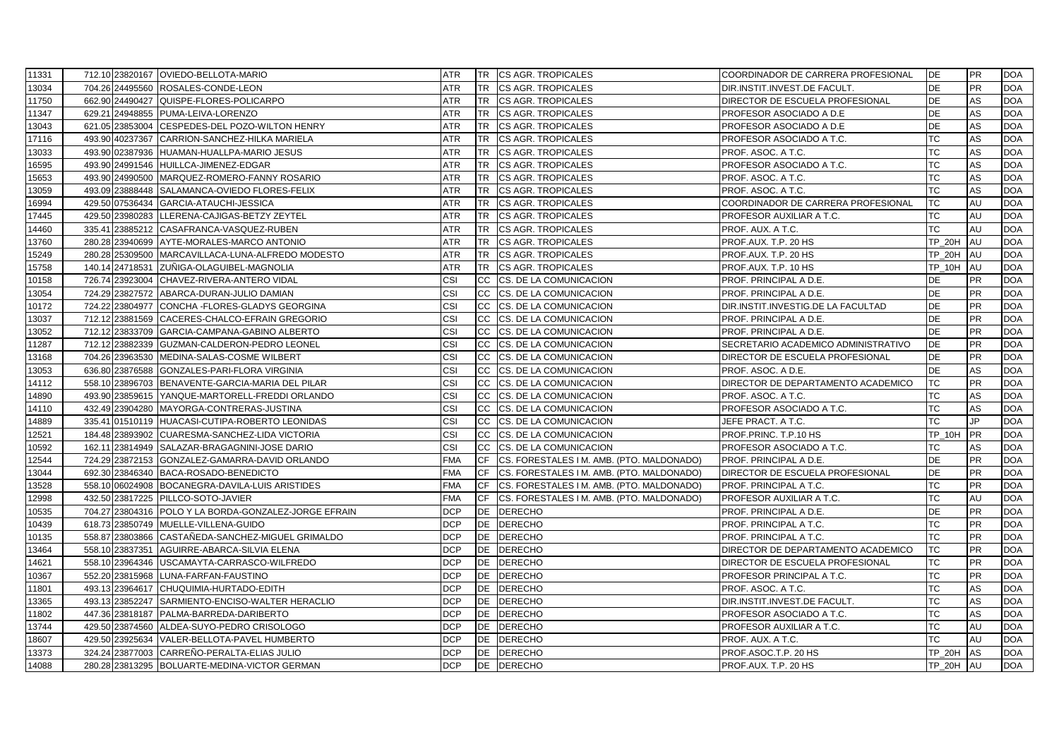| | | | | | | | | | | |
|---|---|---|---|---|---|---|---|---|---|---|
| 11331 | 712.10 | 23820167 | OVIEDO-BELLOTA-MARIO | ATR | TR | CS AGR. TROPICALES | COORDINADOR DE CARRERA PROFESIONAL | DE | PR | DOA |
| 13034 | 704.26 | 24495560 | ROSALES-CONDE-LEON | ATR | TR | CS AGR. TROPICALES | DIR.INSTIT.INVEST.DE FACULT. | DE | PR | DOA |
| 11750 | 662.90 | 24490427 | QUISPE-FLORES-POLICARPO | ATR | TR | CS AGR. TROPICALES | DIRECTOR DE ESCUELA PROFESIONAL | DE | AS | DOA |
| 11347 | 629.21 | 24948855 | PUMA-LEIVA-LORENZO | ATR | TR | CS AGR. TROPICALES | PROFESOR ASOCIADO A D.E | DE | AS | DOA |
| 13043 | 621.05 | 23853004 | CESPEDES-DEL POZO-WILTON HENRY | ATR | TR | CS AGR. TROPICALES | PROFESOR ASOCIADO A D.E | DE | AS | DOA |
| 17116 | 493.90 | 40237367 | CARRION-SANCHEZ-HILKA MARIELA | ATR | TR | CS AGR. TROPICALES | PROFESOR ASOCIADO A T.C. | TC | AS | DOA |
| 13033 | 493.90 | 02387936 | HUAMAN-HUALLPA-MARIO JESUS | ATR | TR | CS AGR. TROPICALES | PROF. ASOC. A T.C. | TC | AS | DOA |
| 16595 | 493.90 | 24991546 | HUILLCA-JIMENEZ-EDGAR | ATR | TR | CS AGR. TROPICALES | PROFESOR ASOCIADO A T.C. | TC | AS | DOA |
| 15653 | 493.90 | 24990500 | MARQUEZ-ROMERO-FANNY ROSARIO | ATR | TR | CS AGR. TROPICALES | PROF. ASOC. A T.C. | TC | AS | DOA |
| 13059 | 493.09 | 23888448 | SALAMANCA-OVIEDO FLORES-FELIX | ATR | TR | CS AGR. TROPICALES | PROF. ASOC. A T.C. | TC | AS | DOA |
| 16994 | 429.50 | 07536434 | GARCIA-ATAUCHI-JESSICA | ATR | TR | CS AGR. TROPICALES | COORDINADOR DE CARRERA PROFESIONAL | TC | AU | DOA |
| 17445 | 429.50 | 23980283 | LLERENA-CAJIGAS-BETZY ZEYTEL | ATR | TR | CS AGR. TROPICALES | PROFESOR AUXILIAR A T.C. | TC | AU | DOA |
| 14460 | 335.41 | 23885212 | CASAFRANCA-VASQUEZ-RUBEN | ATR | TR | CS AGR. TROPICALES | PROF. AUX. A T.C. | TC | AU | DOA |
| 13760 | 280.28 | 23940699 | AYTE-MORALES-MARCO ANTONIO | ATR | TR | CS AGR. TROPICALES | PROF.AUX. T.P. 20 HS | TP_20H | AU | DOA |
| 15249 | 280.28 | 25309500 | MARCAVILLACA-LUNA-ALFREDO MODESTO | ATR | TR | CS AGR. TROPICALES | PROF.AUX. T.P. 20 HS | TP_20H | AU | DOA |
| 15758 | 140.14 | 24718531 | ZUÑIGA-OLAGUIBEL-MAGNOLIA | ATR | TR | CS AGR. TROPICALES | PROF.AUX. T.P. 10 HS | TP_10H | AU | DOA |
| 10158 | 726.74 | 23923004 | CHAVEZ-RIVERA-ANTERO VIDAL | CSI | CC | CS. DE LA COMUNICACION | PROF. PRINCIPAL A D.E. | DE | PR | DOA |
| 13054 | 724.29 | 23827572 | ABARCA-DURAN-JULIO DAMIAN | CSI | CC | CS. DE LA COMUNICACION | PROF. PRINCIPAL A D.E. | DE | PR | DOA |
| 10172 | 724.22 | 23804977 | CONCHA -FLORES-GLADYS GEORGINA | CSI | CC | CS. DE LA COMUNICACION | DIR.INSTIT.INVESTIG.DE LA FACULTAD | DE | PR | DOA |
| 13037 | 712.12 | 23881569 | CACERES-CHALCO-EFRAIN GREGORIO | CSI | CC | CS. DE LA COMUNICACION | PROF. PRINCIPAL A D.E. | DE | PR | DOA |
| 13052 | 712.12 | 23833709 | GARCIA-CAMPANA-GABINO ALBERTO | CSI | CC | CS. DE LA COMUNICACION | PROF. PRINCIPAL A D.E. | DE | PR | DOA |
| 11287 | 712.12 | 23882339 | GUZMAN-CALDERON-PEDRO LEONEL | CSI | CC | CS. DE LA COMUNICACION | SECRETARIO ACADEMICO ADMINISTRATIVO | DE | PR | DOA |
| 13168 | 704.26 | 23963530 | MEDINA-SALAS-COSME WILBERT | CSI | CC | CS. DE LA COMUNICACION | DIRECTOR DE ESCUELA PROFESIONAL | DE | PR | DOA |
| 13053 | 636.80 | 23876588 | GONZALES-PARI-FLORA VIRGINIA | CSI | CC | CS. DE LA COMUNICACION | PROF. ASOC. A D.E. | DE | AS | DOA |
| 14112 | 558.10 | 23896703 | BENAVENTE-GARCIA-MARIA DEL PILAR | CSI | CC | CS. DE LA COMUNICACION | DIRECTOR DE DEPARTAMENTO ACADEMICO | TC | PR | DOA |
| 14890 | 493.90 | 23859615 | YANQUE-MARTORELL-FREDDI ORLANDO | CSI | CC | CS. DE LA COMUNICACION | PROF. ASOC. A T.C. | TC | AS | DOA |
| 14110 | 432.49 | 23904280 | MAYORGA-CONTRERAS-JUSTINA | CSI | CC | CS. DE LA COMUNICACION | PROFESOR ASOCIADO A T.C. | TC | AS | DOA |
| 14889 | 335.41 | 01510119 | HUACASI-CUTIPA-ROBERTO LEONIDAS | CSI | CC | CS. DE LA COMUNICACION | JEFE PRACT. A T.C. | TC | JP | DOA |
| 12521 | 184.48 | 23893902 | CUARESMA-SANCHEZ-LIDA VICTORIA | CSI | CC | CS. DE LA COMUNICACION | PROF.PRINC. T.P.10 HS | TP_10H | PR | DOA |
| 10592 | 162.11 | 23814949 | SALAZAR-BRAGAGNINI-JOSE DARIO | CSI | CC | CS. DE LA COMUNICACION | PROFESOR ASOCIADO A T.C. | TC | AS | DOA |
| 12544 | 724.29 | 23872153 | GONZALEZ-GAMARRA-DAVID ORLANDO | FMA | CF | CS. FORESTALES I M. AMB. (PTO. MALDONADO) | PROF. PRINCIPAL A D.E. | DE | PR | DOA |
| 13044 | 692.30 | 23846340 | BACA-ROSADO-BENEDICTO | FMA | CF | CS. FORESTALES I M. AMB. (PTO. MALDONADO) | DIRECTOR DE ESCUELA PROFESIONAL | DE | PR | DOA |
| 13528 | 558.10 | 06024908 | BOCANEGRA-DAVILA-LUIS ARISTIDES | FMA | CF | CS. FORESTALES I M. AMB. (PTO. MALDONADO) | PROF. PRINCIPAL A T.C. | TC | PR | DOA |
| 12998 | 432.50 | 23817225 | PILLCO-SOTO-JAVIER | FMA | CF | CS. FORESTALES I M. AMB. (PTO. MALDONADO) | PROFESOR AUXILIAR A T.C. | TC | AU | DOA |
| 10535 | 704.27 | 23804316 | POLO Y LA BORDA-GONZALEZ-JORGE EFRAIN | DCP | DE | DERECHO | PROF. PRINCIPAL A D.E. | DE | PR | DOA |
| 10439 | 618.73 | 23850749 | MUELLE-VILLENA-GUIDO | DCP | DE | DERECHO | PROF. PRINCIPAL A T.C. | TC | PR | DOA |
| 10135 | 558.87 | 23803866 | CASTAÑEDA-SANCHEZ-MIGUEL GRIMALDO | DCP | DE | DERECHO | PROF. PRINCIPAL A T.C. | TC | PR | DOA |
| 13464 | 558.10 | 23837351 | AGUIRRE-ABARCA-SILVIA ELENA | DCP | DE | DERECHO | DIRECTOR DE DEPARTAMENTO ACADEMICO | TC | PR | DOA |
| 14621 | 558.10 | 23964346 | USCAMAYTA-CARRASCO-WILFREDO | DCP | DE | DERECHO | DIRECTOR DE ESCUELA PROFESIONAL | TC | PR | DOA |
| 10367 | 552.20 | 23815968 | LUNA-FARFAN-FAUSTINO | DCP | DE | DERECHO | PROFESOR PRINCIPAL A T.C. | TC | PR | DOA |
| 11801 | 493.13 | 23964617 | CHUQUIMIA-HURTADO-EDITH | DCP | DE | DERECHO | PROF. ASOC. A T.C. | TC | AS | DOA |
| 13365 | 493.13 | 23852247 | SARMIENTO-ENCISO-WALTER HERACLIO | DCP | DE | DERECHO | DIR.INSTIT.INVEST.DE FACULT. | TC | AS | DOA |
| 11802 | 447.36 | 23818187 | PALMA-BARREDA-DARIBERTO | DCP | DE | DERECHO | PROFESOR ASOCIADO A T.C. | TC | AS | DOA |
| 13744 | 429.50 | 23874560 | ALDEA-SUYO-PEDRO CRISOLOGO | DCP | DE | DERECHO | PROFESOR AUXILIAR A T.C. | TC | AU | DOA |
| 18607 | 429.50 | 23925634 | VALER-BELLOTA-PAVEL HUMBERTO | DCP | DE | DERECHO | PROF. AUX. A T.C. | TC | AU | DOA |
| 13373 | 324.24 | 23877003 | CARREÑO-PERALTA-ELIAS JULIO | DCP | DE | DERECHO | PROF.ASOC.T.P. 20 HS | TP_20H | AS | DOA |
| 14088 | 280.28 | 23813295 | BOLUARTE-MEDINA-VICTOR GERMAN | DCP | DE | DERECHO | PROF.AUX. T.P. 20 HS | TP_20H | AU | DOA |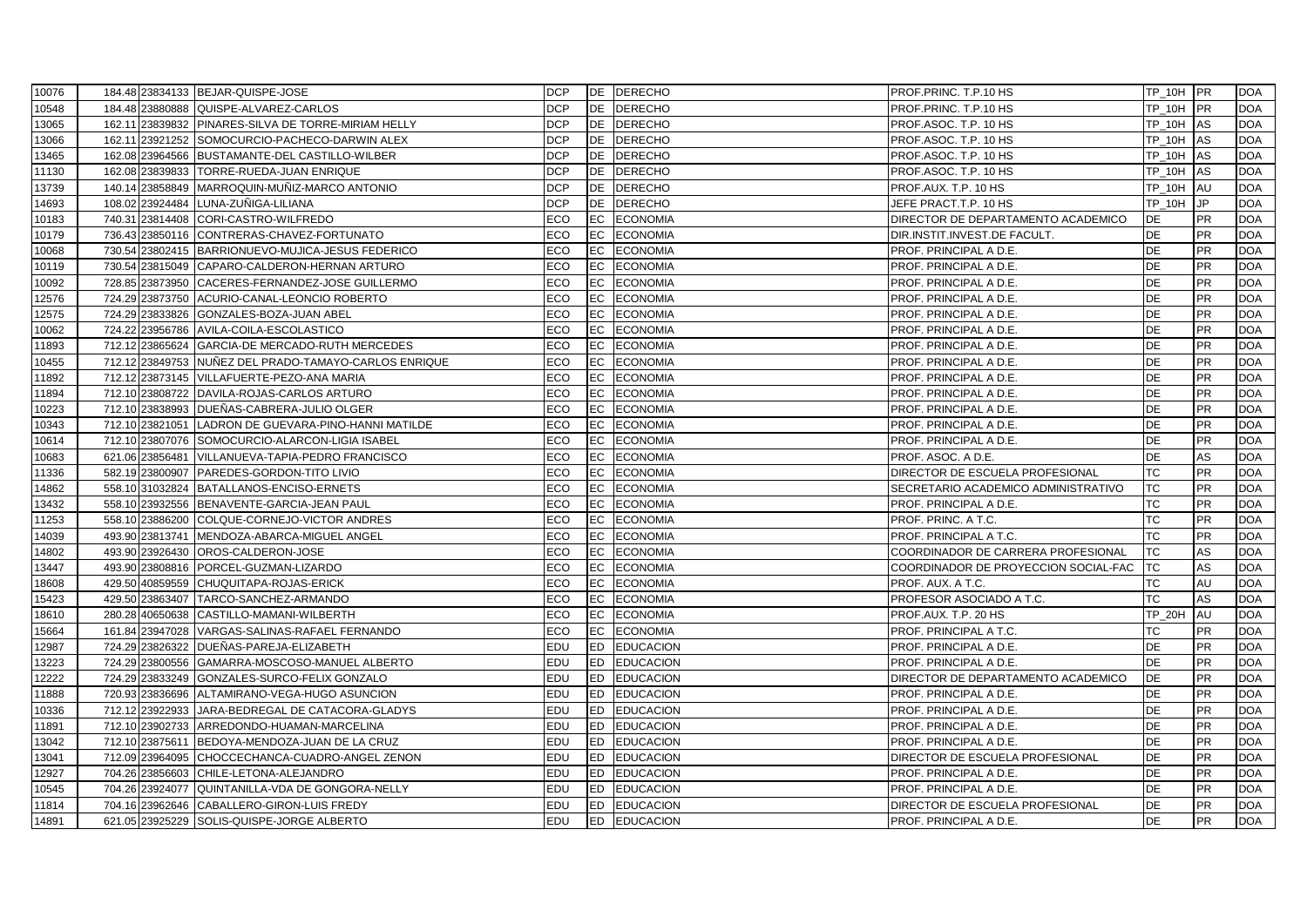| | | | | | | | | | | |
|---|---|---|---|---|---|---|---|---|---|---|
| 10076 | 184.48 | 23834133 | BEJAR-QUISPE-JOSE | DCP | DE | DERECHO | PROF.PRINC. T.P.10 HS | TP_10H | PR | DOA |
| 10548 | 184.48 | 23880888 | QUISPE-ALVAREZ-CARLOS | DCP | DE | DERECHO | PROF.PRINC. T.P.10 HS | TP_10H | PR | DOA |
| 13065 | 162.11 | 23839832 | PINARES-SILVA DE TORRE-MIRIAM HELLY | DCP | DE | DERECHO | PROF.ASOC. T.P. 10 HS | TP_10H | AS | DOA |
| 13066 | 162.11 | 23921252 | SOMOCURCIO-PACHECO-DARWIN ALEX | DCP | DE | DERECHO | PROF.ASOC. T.P. 10 HS | TP_10H | AS | DOA |
| 13465 | 162.08 | 23964566 | BUSTAMANTE-DEL CASTILLO-WILBER | DCP | DE | DERECHO | PROF.ASOC. T.P. 10 HS | TP_10H | AS | DOA |
| 11130 | 162.08 | 23839833 | TORRE-RUEDA-JUAN ENRIQUE | DCP | DE | DERECHO | PROF.ASOC. T.P. 10 HS | TP_10H | AS | DOA |
| 13739 | 140.14 | 23858849 | MARROQUIN-MUÑIZ-MARCO ANTONIO | DCP | DE | DERECHO | PROF.AUX. T.P. 10 HS | TP_10H | AU | DOA |
| 14693 | 108.02 | 23924484 | LUNA-ZUÑIGA-LILIANA | DCP | DE | DERECHO | JEFE PRACT.T.P. 10 HS | TP_10H | JP | DOA |
| 10183 | 740.31 | 23814408 | CORI-CASTRO-WILFREDO | ECO | EC | ECONOMIA | DIRECTOR DE DEPARTAMENTO ACADEMICO | DE | PR | DOA |
| 10179 | 736.43 | 23850116 | CONTRERAS-CHAVEZ-FORTUNATO | ECO | EC | ECONOMIA | DIR.INSTIT.INVEST.DE FACULT. | DE | PR | DOA |
| 10068 | 730.54 | 23802415 | BARRIONUEVO-MUJICA-JESUS FEDERICO | ECO | EC | ECONOMIA | PROF. PRINCIPAL A D.E. | DE | PR | DOA |
| 10119 | 730.54 | 23815049 | CAPARO-CALDERON-HERNAN ARTURO | ECO | EC | ECONOMIA | PROF. PRINCIPAL A D.E. | DE | PR | DOA |
| 10092 | 728.85 | 23873950 | CACERES-FERNANDEZ-JOSE GUILLERMO | ECO | EC | ECONOMIA | PROF. PRINCIPAL A D.E. | DE | PR | DOA |
| 12576 | 724.29 | 23873750 | ACURIO-CANAL-LEONCIO ROBERTO | ECO | EC | ECONOMIA | PROF. PRINCIPAL A D.E. | DE | PR | DOA |
| 12575 | 724.29 | 23833826 | GONZALES-BOZA-JUAN ABEL | ECO | EC | ECONOMIA | PROF. PRINCIPAL A D.E. | DE | PR | DOA |
| 10062 | 724.22 | 23956786 | AVILA-COILA-ESCOLASTICO | ECO | EC | ECONOMIA | PROF. PRINCIPAL A D.E. | DE | PR | DOA |
| 11893 | 712.12 | 23865624 | GARCIA-DE MERCADO-RUTH MERCEDES | ECO | EC | ECONOMIA | PROF. PRINCIPAL A D.E. | DE | PR | DOA |
| 10455 | 712.12 | 23849753 | NUÑEZ DEL PRADO-TAMAYO-CARLOS ENRIQUE | ECO | EC | ECONOMIA | PROF. PRINCIPAL A D.E. | DE | PR | DOA |
| 11892 | 712.12 | 23873145 | VILLAFUERTE-PEZO-ANA MARIA | ECO | EC | ECONOMIA | PROF. PRINCIPAL A D.E. | DE | PR | DOA |
| 11894 | 712.10 | 23808722 | DAVILA-ROJAS-CARLOS ARTURO | ECO | EC | ECONOMIA | PROF. PRINCIPAL A D.E. | DE | PR | DOA |
| 10223 | 712.10 | 23838993 | DUEÑAS-CABRERA-JULIO OLGER | ECO | EC | ECONOMIA | PROF. PRINCIPAL A D.E. | DE | PR | DOA |
| 10343 | 712.10 | 23821051 | LADRON DE GUEVARA-PINO-HANNI MATILDE | ECO | EC | ECONOMIA | PROF. PRINCIPAL A D.E. | DE | PR | DOA |
| 10614 | 712.10 | 23807076 | SOMOCURCIO-ALARCON-LIGIA ISABEL | ECO | EC | ECONOMIA | PROF. PRINCIPAL A D.E. | DE | PR | DOA |
| 10683 | 621.06 | 23856481 | VILLANUEVA-TAPIA-PEDRO FRANCISCO | ECO | EC | ECONOMIA | PROF. ASOC. A D.E. | DE | AS | DOA |
| 11336 | 582.19 | 23800907 | PAREDES-GORDON-TITO LIVIO | ECO | EC | ECONOMIA | DIRECTOR DE ESCUELA PROFESIONAL | TC | PR | DOA |
| 14862 | 558.10 | 31032824 | BATALLANOS-ENCISO-ERNETS | ECO | EC | ECONOMIA | SECRETARIO ACADEMICO ADMINISTRATIVO | TC | PR | DOA |
| 13432 | 558.10 | 23932556 | BENAVENTE-GARCIA-JEAN PAUL | ECO | EC | ECONOMIA | PROF. PRINCIPAL A D.E. | TC | PR | DOA |
| 11253 | 558.10 | 23886200 | COLQUE-CORNEJO-VICTOR ANDRES | ECO | EC | ECONOMIA | PROF. PRINC. A T.C. | TC | PR | DOA |
| 14039 | 493.90 | 23813741 | MENDOZA-ABARCA-MIGUEL ANGEL | ECO | EC | ECONOMIA | PROF. PRINCIPAL A T.C. | TC | PR | DOA |
| 14802 | 493.90 | 23926430 | OROS-CALDERON-JOSE | ECO | EC | ECONOMIA | COORDINADOR DE CARRERA PROFESIONAL | TC | AS | DOA |
| 13447 | 493.90 | 23808816 | PORCEL-GUZMAN-LIZARDO | ECO | EC | ECONOMIA | COORDINADOR DE PROYECCION SOCIAL-FAC | TC | AS | DOA |
| 18608 | 429.50 | 40859559 | CHUQUITAPA-ROJAS-ERICK | ECO | EC | ECONOMIA | PROF. AUX. A T.C. | TC | AU | DOA |
| 15423 | 429.50 | 23863407 | TARCO-SANCHEZ-ARMANDO | ECO | EC | ECONOMIA | PROFESOR ASOCIADO A T.C. | TC | AS | DOA |
| 18610 | 280.28 | 40650638 | CASTILLO-MAMANI-WILBERTH | ECO | EC | ECONOMIA | PROF.AUX. T.P. 20 HS | TP_20H | AU | DOA |
| 15664 | 161.84 | 23947028 | VARGAS-SALINAS-RAFAEL FERNANDO | ECO | EC | ECONOMIA | PROF. PRINCIPAL A T.C. | TC | PR | DOA |
| 12987 | 724.29 | 23826322 | DUEÑAS-PAREJA-ELIZABETH | EDU | ED | EDUCACION | PROF. PRINCIPAL A D.E. | DE | PR | DOA |
| 13223 | 724.29 | 23800556 | GAMARRA-MOSCOSO-MANUEL ALBERTO | EDU | ED | EDUCACION | PROF. PRINCIPAL A D.E. | DE | PR | DOA |
| 12222 | 724.29 | 23833249 | GONZALES-SURCO-FELIX GONZALO | EDU | ED | EDUCACION | DIRECTOR DE DEPARTAMENTO ACADEMICO | DE | PR | DOA |
| 11888 | 720.93 | 23836696 | ALTAMIRANO-VEGA-HUGO ASUNCION | EDU | ED | EDUCACION | PROF. PRINCIPAL A D.E. | DE | PR | DOA |
| 10336 | 712.12 | 23922933 | JARA-BEDREGAL DE CATACORA-GLADYS | EDU | ED | EDUCACION | PROF. PRINCIPAL A D.E. | DE | PR | DOA |
| 11891 | 712.10 | 23902733 | ARREDONDO-HUAMAN-MARCELINA | EDU | ED | EDUCACION | PROF. PRINCIPAL A D.E. | DE | PR | DOA |
| 13042 | 712.10 | 23875611 | BEDOYA-MENDOZA-JUAN DE LA CRUZ | EDU | ED | EDUCACION | PROF. PRINCIPAL A D.E. | DE | PR | DOA |
| 13041 | 712.09 | 23964095 | CHOCCECHANCA-CUADRO-ANGEL ZENON | EDU | ED | EDUCACION | DIRECTOR DE ESCUELA PROFESIONAL | DE | PR | DOA |
| 12927 | 704.26 | 23856603 | CHILE-LETONA-ALEJANDRO | EDU | ED | EDUCACION | PROF. PRINCIPAL A D.E. | DE | PR | DOA |
| 10545 | 704.26 | 23924077 | QUINTANILLA-VDA DE GONGORA-NELLY | EDU | ED | EDUCACION | PROF. PRINCIPAL A D.E. | DE | PR | DOA |
| 11814 | 704.16 | 23962646 | CABALLERO-GIRON-LUIS FREDY | EDU | ED | EDUCACION | DIRECTOR DE ESCUELA PROFESIONAL | DE | PR | DOA |
| 14891 | 621.05 | 23925229 | SOLIS-QUISPE-JORGE ALBERTO | EDU | ED | EDUCACION | PROF. PRINCIPAL A D.E. | DE | PR | DOA |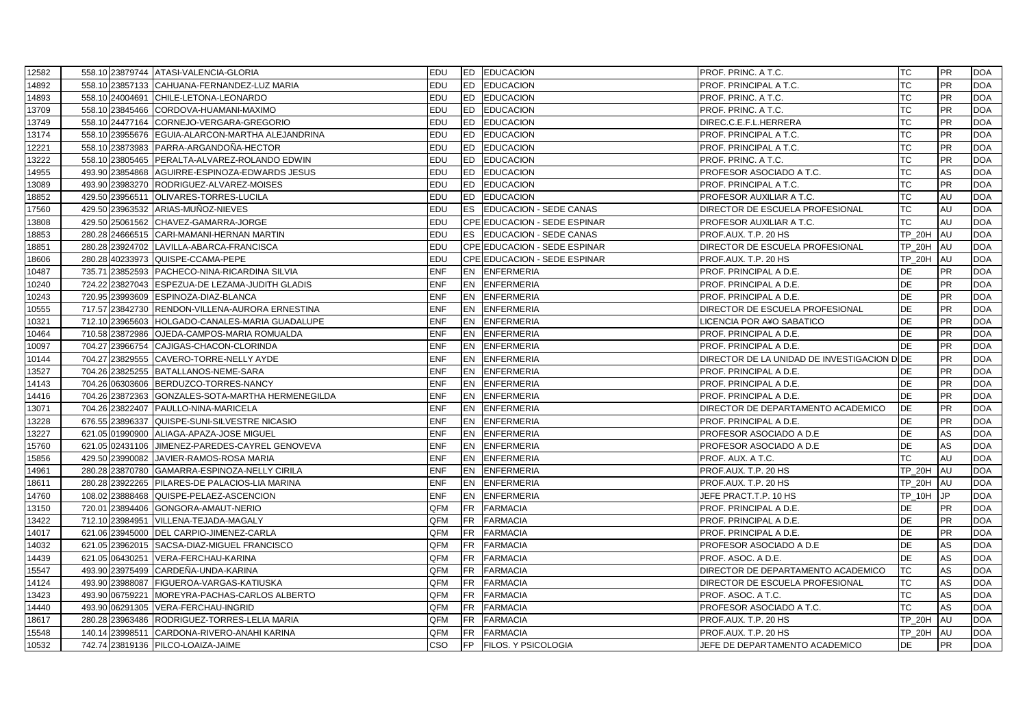| | | | | | | | | | | |
|---|---|---|---|---|---|---|---|---|---|---|
| 12582 | 558.10 | 23879744 | ATASI-VALENCIA-GLORIA | EDU | ED | EDUCACION | PROF. PRINC. A T.C. | TC | PR | DOA |
| 14892 | 558.10 | 23857133 | CAHUANA-FERNANDEZ-LUZ MARIA | EDU | ED | EDUCACION | PROF. PRINCIPAL A T.C. | TC | PR | DOA |
| 14893 | 558.10 | 24004691 | CHILE-LETONA-LEONARDO | EDU | ED | EDUCACION | PROF. PRINC. A T.C. | TC | PR | DOA |
| 13709 | 558.10 | 23845466 | CORDOVA-HUAMANI-MAXIMO | EDU | ED | EDUCACION | PROF. PRINC. A T.C. | TC | PR | DOA |
| 13749 | 558.10 | 24477164 | CORNEJO-VERGARA-GREGORIO | EDU | ED | EDUCACION | DIREC.C.E.F.L.HERRERA | TC | PR | DOA |
| 13174 | 558.10 | 23955676 | EGUIA-ALARCON-MARTHA ALEJANDRINA | EDU | ED | EDUCACION | PROF. PRINCIPAL A T.C. | TC | PR | DOA |
| 12221 | 558.10 | 23873983 | PARRA-ARGANDOÑA-HECTOR | EDU | ED | EDUCACION | PROF. PRINCIPAL A T.C. | TC | PR | DOA |
| 13222 | 558.10 | 23805465 | PERALTA-ALVAREZ-ROLANDO EDWIN | EDU | ED | EDUCACION | PROF. PRINC. A T.C. | TC | PR | DOA |
| 14955 | 493.90 | 23854868 | AGUIRRE-ESPINOZA-EDWARDS JESUS | EDU | ED | EDUCACION | PROFESOR ASOCIADO A T.C. | TC | AS | DOA |
| 13089 | 493.90 | 23983270 | RODRIGUEZ-ALVAREZ-MOISES | EDU | ED | EDUCACION | PROF. PRINCIPAL A T.C. | TC | PR | DOA |
| 18852 | 429.50 | 23956511 | OLIVARES-TORRES-LUCILA | EDU | ED | EDUCACION | PROFESOR AUXILIAR A T.C. | TC | AU | DOA |
| 17560 | 429.50 | 23963532 | ARIAS-MUÑOZ-NIEVES | EDU | ES | EDUCACION - SEDE CANAS | DIRECTOR DE ESCUELA PROFESIONAL | TC | AU | DOA |
| 13808 | 429.50 | 25061562 | CHAVEZ-GAMARRA-JORGE | EDU | CPE | EDUCACION - SEDE ESPINAR | PROFESOR AUXILIAR A T.C. | TC | AU | DOA |
| 18853 | 280.28 | 24666515 | CARI-MAMANI-HERNAN MARTIN | EDU | ES | EDUCACION - SEDE CANAS | PROF.AUX. T.P. 20 HS | TP_20H | AU | DOA |
| 18851 | 280.28 | 23924702 | LAVILLA-ABARCA-FRANCISCA | EDU | CPE | EDUCACION - SEDE ESPINAR | DIRECTOR DE ESCUELA PROFESIONAL | TP_20H | AU | DOA |
| 18606 | 280.28 | 40233973 | QUISPE-CCAMA-PEPE | EDU | CPE | EDUCACION - SEDE ESPINAR | PROF.AUX. T.P. 20 HS | TP_20H | AU | DOA |
| 10487 | 735.71 | 23852593 | PACHECO-NINA-RICARDINA SILVIA | ENF | EN | ENFERMERIA | PROF. PRINCIPAL A D.E. | DE | PR | DOA |
| 10240 | 724.22 | 23827043 | ESPEZUA-DE LEZAMA-JUDITH GLADIS | ENF | EN | ENFERMERIA | PROF. PRINCIPAL A D.E. | DE | PR | DOA |
| 10243 | 720.95 | 23993609 | ESPINOZA-DIAZ-BLANCA | ENF | EN | ENFERMERIA | PROF. PRINCIPAL A D.E. | DE | PR | DOA |
| 10555 | 717.57 | 23842730 | RENDON-VILLENA-AURORA ERNESTINA | ENF | EN | ENFERMERIA | DIRECTOR DE ESCUELA PROFESIONAL | DE | PR | DOA |
| 10321 | 712.10 | 23965603 | HOLGADO-CANALES-MARIA GUADALUPE | ENF | EN | ENFERMERIA | LICENCIA POR A¥O SABATICO | DE | PR | DOA |
| 10464 | 710.58 | 23872986 | OJEDA-CAMPOS-MARIA ROMUALDA | ENF | EN | ENFERMERIA | PROF. PRINCIPAL A D.E. | DE | PR | DOA |
| 10097 | 704.27 | 23966754 | CAJIGAS-CHACON-CLORINDA | ENF | EN | ENFERMERIA | PROF. PRINCIPAL A D.E. | DE | PR | DOA |
| 10144 | 704.27 | 23829555 | CAVERO-TORRE-NELLY AYDE | ENF | EN | ENFERMERIA | DIRECTOR DE LA UNIDAD DE INVESTIGACION D | DE | PR | DOA |
| 13527 | 704.26 | 23825255 | BATALLANOS-NEME-SARA | ENF | EN | ENFERMERIA | PROF. PRINCIPAL A D.E. | DE | PR | DOA |
| 14143 | 704.26 | 06303606 | BERDUZCO-TORRES-NANCY | ENF | EN | ENFERMERIA | PROF. PRINCIPAL A D.E. | DE | PR | DOA |
| 14416 | 704.26 | 23872363 | GONZALES-SOTA-MARTHA HERMENEGILDA | ENF | EN | ENFERMERIA | PROF. PRINCIPAL A D.E. | DE | PR | DOA |
| 13071 | 704.26 | 23822407 | PAULLO-NINA-MARICELA | ENF | EN | ENFERMERIA | DIRECTOR DE DEPARTAMENTO ACADEMICO | DE | PR | DOA |
| 13228 | 676.55 | 23896337 | QUISPE-SUNI-SILVESTRE NICASIO | ENF | EN | ENFERMERIA | PROF. PRINCIPAL A D.E. | DE | PR | DOA |
| 13227 | 621.05 | 01990900 | ALIAGA-APAZA-JOSE MIGUEL | ENF | EN | ENFERMERIA | PROFESOR ASOCIADO A D.E | DE | AS | DOA |
| 15760 | 621.05 | 02431106 | JIMENEZ-PAREDES-CAYREL GENOVEVA | ENF | EN | ENFERMERIA | PROFESOR ASOCIADO A D.E | DE | AS | DOA |
| 15856 | 429.50 | 23990082 | JAVIER-RAMOS-ROSA MARIA | ENF | EN | ENFERMERIA | PROF. AUX. A T.C. | TC | AU | DOA |
| 14961 | 280.28 | 23870780 | GAMARRA-ESPINOZA-NELLY CIRILA | ENF | EN | ENFERMERIA | PROF.AUX. T.P. 20 HS | TP_20H | AU | DOA |
| 18611 | 280.28 | 23922265 | PILARES-DE PALACIOS-LIA MARINA | ENF | EN | ENFERMERIA | PROF.AUX. T.P. 20 HS | TP_20H | AU | DOA |
| 14760 | 108.02 | 23888468 | QUISPE-PELAEZ-ASCENCION | ENF | EN | ENFERMERIA | JEFE PRACT.T.P. 10 HS | TP_10H | JP | DOA |
| 13150 | 720.01 | 23894406 | GONGORA-AMAUT-NERIO | QFM | FR | FARMACIA | PROF. PRINCIPAL A D.E. | DE | PR | DOA |
| 13422 | 712.10 | 23984951 | VILLENA-TEJADA-MAGALY | QFM | FR | FARMACIA | PROF. PRINCIPAL A D.E. | DE | PR | DOA |
| 14017 | 621.06 | 23945000 | DEL CARPIO-JIMENEZ-CARLA | QFM | FR | FARMACIA | PROF. PRINCIPAL A D.E. | DE | PR | DOA |
| 14032 | 621.05 | 23962015 | SACSA-DIAZ-MIGUEL FRANCISCO | QFM | FR | FARMACIA | PROFESOR ASOCIADO A D.E | DE | AS | DOA |
| 14439 | 621.05 | 06430251 | VERA-FERCHAU-KARINA | QFM | FR | FARMACIA | PROF. ASOC. A D.E. | DE | AS | DOA |
| 15547 | 493.90 | 23975499 | CARDEÑA-UNDA-KARINA | QFM | FR | FARMACIA | DIRECTOR DE DEPARTAMENTO ACADEMICO | TC | AS | DOA |
| 14124 | 493.90 | 23988087 | FIGUEROA-VARGAS-KATIUSKA | QFM | FR | FARMACIA | DIRECTOR DE ESCUELA PROFESIONAL | TC | AS | DOA |
| 13423 | 493.90 | 06759221 | MOREYRA-PACHAS-CARLOS ALBERTO | QFM | FR | FARMACIA | PROF. ASOC. A T.C. | TC | AS | DOA |
| 14440 | 493.90 | 06291305 | VERA-FERCHAU-INGRID | QFM | FR | FARMACIA | PROFESOR ASOCIADO A T.C. | TC | AS | DOA |
| 18617 | 280.28 | 23963486 | RODRIGUEZ-TORRES-LILIA MARIA | QFM | FR | FARMACIA | PROF.AUX. T.P. 20 HS | TP_20H | AU | DOA |
| 15548 | 140.14 | 23998511 | CARDONA-RIVERO-ANAHI KARINA | QFM | FR | FARMACIA | PROF.AUX. T.P. 20 HS | TP_20H | AU | DOA |
| 10532 | 742.74 | 23819136 | PILCO-LOAIZA-JAIME | CSO | FP | FILOS. Y PSICOLOGIA | JEFE DE DEPARTAMENTO ACADEMICO | DE | PR | DOA |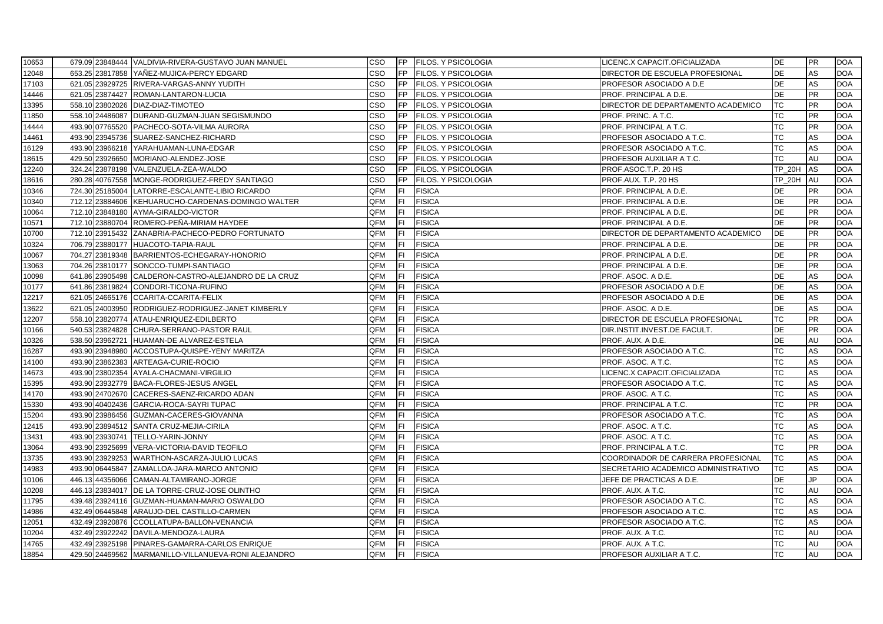| 10653 | 679.09 | 23848444 | VALDIVIA-RIVERA-GUSTAVO JUAN MANUEL | CSO | FP | FILOS. Y PSICOLOGIA | LICENC.X CAPACIT.OFICIALIZADA | DE | PR | DOA |
|---|---|---|---|---|---|---|---|---|---|---|
| 12048 | 653.25 | 23817858 | YAÑEZ-MUJICA-PERCY EDGARD | CSO | FP | FILOS. Y PSICOLOGIA | DIRECTOR DE ESCUELA PROFESIONAL | DE | AS | DOA |
| 17103 | 621.05 | 23929725 | RIVERA-VARGAS-ANNY YUDITH | CSO | FP | FILOS. Y PSICOLOGIA | PROFESOR ASOCIADO A D.E | DE | AS | DOA |
| 14446 | 621.05 | 23874427 | ROMAN-LANTARON-LUCIA | CSO | FP | FILOS. Y PSICOLOGIA | PROF. PRINCIPAL A D.E. | DE | PR | DOA |
| 13395 | 558.10 | 23802026 | DIAZ-DIAZ-TIMOTEO | CSO | FP | FILOS. Y PSICOLOGIA | DIRECTOR DE DEPARTAMENTO ACADEMICO | TC | PR | DOA |
| 11850 | 558.10 | 24486087 | DURAND-GUZMAN-JUAN SEGISMUNDO | CSO | FP | FILOS. Y PSICOLOGIA | PROF. PRINC. A T.C. | TC | PR | DOA |
| 14444 | 493.90 | 07765520 | PACHECO-SOTA-VILMA AURORA | CSO | FP | FILOS. Y PSICOLOGIA | PROF. PRINCIPAL A T.C. | TC | PR | DOA |
| 14461 | 493.90 | 23945736 | SUAREZ-SANCHEZ-RICHARD | CSO | FP | FILOS. Y PSICOLOGIA | PROFESOR ASOCIADO A T.C. | TC | AS | DOA |
| 16129 | 493.90 | 23966218 | YARAHUAMAN-LUNA-EDGAR | CSO | FP | FILOS. Y PSICOLOGIA | PROFESOR ASOCIADO A T.C. | TC | AS | DOA |
| 18615 | 429.50 | 23926650 | MORIANO-ALENDEZ-JOSE | CSO | FP | FILOS. Y PSICOLOGIA | PROFESOR AUXILIAR A T.C. | TC | AU | DOA |
| 12240 | 324.24 | 23878198 | VALENZUELA-ZEA-WALDO | CSO | FP | FILOS. Y PSICOLOGIA | PROF.ASOC.T.P. 20 HS | TP_20H | AS | DOA |
| 18616 | 280.28 | 40767558 | MONGE-RODRIGUEZ-FREDY SANTIAGO | CSO | FP | FILOS. Y PSICOLOGIA | PROF.AUX. T.P. 20 HS | TP_20H | AU | DOA |
| 10346 | 724.30 | 25185004 | LATORRE-ESCALANTE-LIBIO RICARDO | QFM | FI | FISICA | PROF. PRINCIPAL A D.E. | DE | PR | DOA |
| 10340 | 712.12 | 23884606 | KEHUARUCHO-CARDENAS-DOMINGO WALTER | QFM | FI | FISICA | PROF. PRINCIPAL A D.E. | DE | PR | DOA |
| 10064 | 712.10 | 23848180 | AYMA-GIRALDO-VICTOR | QFM | FI | FISICA | PROF. PRINCIPAL A D.E. | DE | PR | DOA |
| 10571 | 712.10 | 23880704 | ROMERO-PEÑA-MIRIAM HAYDEE | QFM | FI | FISICA | PROF. PRINCIPAL A D.E. | DE | PR | DOA |
| 10700 | 712.10 | 23915432 | ZANABRIA-PACHECO-PEDRO FORTUNATO | QFM | FI | FISICA | DIRECTOR DE DEPARTAMENTO ACADEMICO | DE | PR | DOA |
| 10324 | 706.79 | 23880177 | HUACOTO-TAPIA-RAUL | QFM | FI | FISICA | PROF. PRINCIPAL A D.E. | DE | PR | DOA |
| 10067 | 704.27 | 23819348 | BARRIENTOS-ECHEGARAY-HONORIO | QFM | FI | FISICA | PROF. PRINCIPAL A D.E. | DE | PR | DOA |
| 13063 | 704.26 | 23810177 | SONCCO-TUMPI-SANTIAGO | QFM | FI | FISICA | PROF. PRINCIPAL A D.E. | DE | PR | DOA |
| 10098 | 641.86 | 23905498 | CALDERON-CASTRO-ALEJANDRO DE LA CRUZ | QFM | FI | FISICA | PROF. ASOC. A D.E. | DE | AS | DOA |
| 10177 | 641.86 | 23819824 | CONDORI-TICONA-RUFINO | QFM | FI | FISICA | PROFESOR ASOCIADO A D.E | DE | AS | DOA |
| 12217 | 621.05 | 24665176 | CCARITA-CCARITA-FELIX | QFM | FI | FISICA | PROFESOR ASOCIADO A D.E | DE | AS | DOA |
| 13622 | 621.05 | 24003950 | RODRIGUEZ-RODRIGUEZ-JANET KIMBERLY | QFM | FI | FISICA | PROF. ASOC. A D.E. | DE | AS | DOA |
| 12207 | 558.10 | 23820774 | ATAU-ENRIQUEZ-EDILBERTO | QFM | FI | FISICA | DIRECTOR DE ESCUELA PROFESIONAL | TC | PR | DOA |
| 10166 | 540.53 | 23824828 | CHURA-SERRANO-PASTOR RAUL | QFM | FI | FISICA | DIR.INSTIT.INVEST.DE FACULT. | DE | PR | DOA |
| 10326 | 538.50 | 23962721 | HUAMAN-DE ALVAREZ-ESTELA | QFM | FI | FISICA | PROF. AUX. A D.E. | DE | AU | DOA |
| 16287 | 493.90 | 23948980 | ACCOSTUPA-QUISPE-YENY MARITZA | QFM | FI | FISICA | PROFESOR ASOCIADO A T.C. | TC | AS | DOA |
| 14100 | 493.90 | 23862383 | ARTEAGA-CURIE-ROCIO | QFM | FI | FISICA | PROF. ASOC. A T.C. | TC | AS | DOA |
| 14673 | 493.90 | 23802354 | AYALA-CHACMANI-VIRGILIO | QFM | FI | FISICA | LICENC.X CAPACIT.OFICIALIZADA | TC | AS | DOA |
| 15395 | 493.90 | 23932779 | BACA-FLORES-JESUS ANGEL | QFM | FI | FISICA | PROFESOR ASOCIADO A T.C. | TC | AS | DOA |
| 14170 | 493.90 | 24702670 | CACERES-SAENZ-RICARDO ADAN | QFM | FI | FISICA | PROF. ASOC. A T.C. | TC | AS | DOA |
| 15330 | 493.90 | 40402436 | GARCIA-ROCA-SAYRI TUPAC | QFM | FI | FISICA | PROF. PRINCIPAL A T.C. | TC | PR | DOA |
| 15204 | 493.90 | 23986456 | GUZMAN-CACERES-GIOVANNA | QFM | FI | FISICA | PROFESOR ASOCIADO A T.C. | TC | AS | DOA |
| 12415 | 493.90 | 23894512 | SANTA CRUZ-MEJIA-CIRILA | QFM | FI | FISICA | PROF. ASOC. A T.C. | TC | AS | DOA |
| 13431 | 493.90 | 23930741 | TELLO-YARIN-JONNY | QFM | FI | FISICA | PROF. ASOC. A T.C. | TC | AS | DOA |
| 13064 | 493.90 | 23925699 | VERA-VICTORIA-DAVID TEOFILO | QFM | FI | FISICA | PROF. PRINCIPAL A T.C. | TC | PR | DOA |
| 13735 | 493.90 | 23929253 | WARTHON-ASCARZA-JULIO LUCAS | QFM | FI | FISICA | COORDINADOR DE CARRERA PROFESIONAL | TC | AS | DOA |
| 14983 | 493.90 | 06445847 | ZAMALLOA-JARA-MARCO ANTONIO | QFM | FI | FISICA | SECRETARIO ACADEMICO ADMINISTRATIVO | TC | AS | DOA |
| 10106 | 446.13 | 44356066 | CAMAN-ALTAMIRANO-JORGE | QFM | FI | FISICA | JEFE DE PRACTICAS A D.E. | DE | JP | DOA |
| 10208 | 446.13 | 23834017 | DE LA TORRE-CRUZ-JOSE OLINTHO | QFM | FI | FISICA | PROF. AUX. A T.C. | TC | AU | DOA |
| 11795 | 439.48 | 23924116 | GUZMAN-HUAMAN-MARIO OSWALDO | QFM | FI | FISICA | PROFESOR ASOCIADO A T.C. | TC | AS | DOA |
| 14986 | 432.49 | 06445848 | ARAUJO-DEL CASTILLO-CARMEN | QFM | FI | FISICA | PROFESOR ASOCIADO A T.C. | TC | AS | DOA |
| 12051 | 432.49 | 23920876 | CCOLLATUPA-BALLON-VENANCIA | QFM | FI | FISICA | PROFESOR ASOCIADO A T.C. | TC | AS | DOA |
| 10204 | 432.49 | 23922242 | DAVILA-MENDOZA-LAURA | QFM | FI | FISICA | PROF. AUX. A T.C. | TC | AU | DOA |
| 14765 | 432.49 | 23925198 | PINARES-GAMARRA-CARLOS ENRIQUE | QFM | FI | FISICA | PROF. AUX. A T.C. | TC | AU | DOA |
| 18854 | 429.50 | 24469562 | MARMANILLO-VILLANUEVA-RONI ALEJANDRO | QFM | FI | FISICA | PROFESOR AUXILIAR A T.C. | TC | AU | DOA |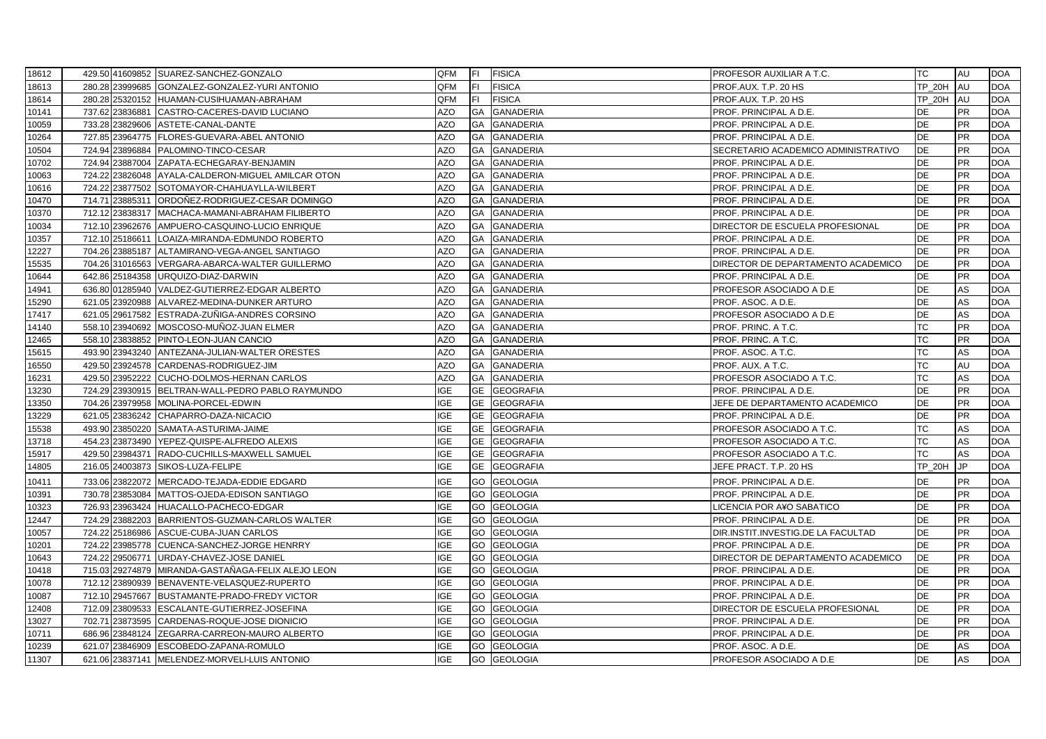| | | | | | | | | | | |
|---|---|---|---|---|---|---|---|---|---|---|
| 18612 | 429.50 | 41609852 | SUAREZ-SANCHEZ-GONZALO | QFM | FI | FISICA | PROFESOR AUXILIAR A T.C. | TC | AU | DOA |
| 18613 | 280.28 | 23999685 | GONZALEZ-GONZALEZ-YURI ANTONIO | QFM | FI | FISICA | PROF.AUX. T.P. 20 HS | TP_20H | AU | DOA |
| 18614 | 280.28 | 25320152 | HUAMAN-CUSIHUAMAN-ABRAHAM | QFM | FI | FISICA | PROF.AUX. T.P. 20 HS | TP_20H | AU | DOA |
| 10141 | 737.62 | 23836881 | CASTRO-CACERES-DAVID LUCIANO | AZO | GA | GANADERIA | PROF. PRINCIPAL A D.E. | DE | PR | DOA |
| 10059 | 733.28 | 23829606 | ASTETE-CANAL-DANTE | AZO | GA | GANADERIA | PROF. PRINCIPAL A D.E. | DE | PR | DOA |
| 10264 | 727.85 | 23964775 | FLORES-GUEVARA-ABEL ANTONIO | AZO | GA | GANADERIA | PROF. PRINCIPAL A D.E. | DE | PR | DOA |
| 10504 | 724.94 | 23896884 | PALOMINO-TINCO-CESAR | AZO | GA | GANADERIA | SECRETARIO ACADEMICO ADMINISTRATIVO | DE | PR | DOA |
| 10702 | 724.94 | 23887004 | ZAPATA-ECHEGARAY-BENJAMIN | AZO | GA | GANADERIA | PROF. PRINCIPAL A D.E. | DE | PR | DOA |
| 10063 | 724.22 | 23826048 | AYALA-CALDERON-MIGUEL AMILCAR OTON | AZO | GA | GANADERIA | PROF. PRINCIPAL A D.E. | DE | PR | DOA |
| 10616 | 724.22 | 23877502 | SOTOMAYOR-CHAHUAYLLA-WILBERT | AZO | GA | GANADERIA | PROF. PRINCIPAL A D.E. | DE | PR | DOA |
| 10470 | 714.71 | 23885311 | ORDOÑEZ-RODRIGUEZ-CESAR DOMINGO | AZO | GA | GANADERIA | PROF. PRINCIPAL A D.E. | DE | PR | DOA |
| 10370 | 712.12 | 23838317 | MACHACA-MAMANI-ABRAHAM FILIBERTO | AZO | GA | GANADERIA | PROF. PRINCIPAL A D.E. | DE | PR | DOA |
| 10034 | 712.10 | 23962676 | AMPUERO-CASQUINO-LUCIO ENRIQUE | AZO | GA | GANADERIA | DIRECTOR DE ESCUELA PROFESIONAL | DE | PR | DOA |
| 10357 | 712.10 | 25186611 | LOAIZA-MIRANDA-EDMUNDO ROBERTO | AZO | GA | GANADERIA | PROF. PRINCIPAL A D.E. | DE | PR | DOA |
| 12227 | 704.26 | 23885187 | ALTAMIRANO-VEGA-ANGEL SANTIAGO | AZO | GA | GANADERIA | PROF. PRINCIPAL A D.E. | DE | PR | DOA |
| 15535 | 704.26 | 31016563 | VERGARA-ABARCA-WALTER GUILLERMO | AZO | GA | GANADERIA | DIRECTOR DE DEPARTAMENTO ACADEMICO | DE | PR | DOA |
| 10644 | 642.86 | 25184358 | URQUIZO-DIAZ-DARWIN | AZO | GA | GANADERIA | PROF. PRINCIPAL A D.E. | DE | PR | DOA |
| 14941 | 636.80 | 01285940 | VALDEZ-GUTIERREZ-EDGAR ALBERTO | AZO | GA | GANADERIA | PROFESOR ASOCIADO A D.E | DE | AS | DOA |
| 15290 | 621.05 | 23920988 | ALVAREZ-MEDINA-DUNKER ARTURO | AZO | GA | GANADERIA | PROF. ASOC. A D.E. | DE | AS | DOA |
| 17417 | 621.05 | 29617582 | ESTRADA-ZUÑIGA-ANDRES CORSINO | AZO | GA | GANADERIA | PROFESOR ASOCIADO A D.E | DE | AS | DOA |
| 14140 | 558.10 | 23940692 | MOSCOSO-MUÑOZ-JUAN ELMER | AZO | GA | GANADERIA | PROF. PRINC. A T.C. | TC | PR | DOA |
| 12465 | 558.10 | 23838852 | PINTO-LEON-JUAN CANCIO | AZO | GA | GANADERIA | PROF. PRINC. A T.C. | TC | PR | DOA |
| 15615 | 493.90 | 23943240 | ANTEZANA-JULIAN-WALTER ORESTES | AZO | GA | GANADERIA | PROF. ASOC. A T.C. | TC | AS | DOA |
| 16550 | 429.50 | 23924578 | CARDENAS-RODRIGUEZ-JIM | AZO | GA | GANADERIA | PROF. AUX. A T.C. | TC | AU | DOA |
| 16231 | 429.50 | 23952222 | CUCHO-DOLMOS-HERNAN CARLOS | AZO | GA | GANADERIA | PROFESOR ASOCIADO A T.C. | TC | AS | DOA |
| 13230 | 724.29 | 23930915 | BELTRAN-WALL-PEDRO PABLO RAYMUNDO | IGE | GE | GEOGRAFIA | PROF. PRINCIPAL A D.E. | DE | PR | DOA |
| 13350 | 704.26 | 23979958 | MOLINA-PORCEL-EDWIN | IGE | GE | GEOGRAFIA | JEFE DE DEPARTAMENTO ACADEMICO | DE | PR | DOA |
| 13229 | 621.05 | 23836242 | CHAPARRO-DAZA-NICACIO | IGE | GE | GEOGRAFIA | PROF. PRINCIPAL A D.E. | DE | PR | DOA |
| 15538 | 493.90 | 23850220 | SAMATA-ASTURIMA-JAIME | IGE | GE | GEOGRAFIA | PROFESOR ASOCIADO A T.C. | TC | AS | DOA |
| 13718 | 454.23 | 23873490 | YEPEZ-QUISPE-ALFREDO ALEXIS | IGE | GE | GEOGRAFIA | PROFESOR ASOCIADO A T.C. | TC | AS | DOA |
| 15917 | 429.50 | 23984371 | RADO-CUCHILLS-MAXWELL SAMUEL | IGE | GE | GEOGRAFIA | PROFESOR ASOCIADO A T.C. | TC | AS | DOA |
| 14805 | 216.05 | 24003873 | SIKOS-LUZA-FELIPE | IGE | GE | GEOGRAFIA | JEFE PRACT. T.P. 20 HS | TP_20H | JP | DOA |
| 10411 | 733.06 | 23822072 | MERCADO-TEJADA-EDDIE EDGARD | IGE | GO | GEOLOGIA | PROF. PRINCIPAL A D.E. | DE | PR | DOA |
| 10391 | 730.78 | 23853084 | MATTOS-OJEDA-EDISON SANTIAGO | IGE | GO | GEOLOGIA | PROF. PRINCIPAL A D.E. | DE | PR | DOA |
| 10323 | 726.93 | 23963424 | HUACALLO-PACHECO-EDGAR | IGE | GO | GEOLOGIA | LICENCIA POR A¥O SABATICO | DE | PR | DOA |
| 12447 | 724.29 | 23882203 | BARRIENTOS-GUZMAN-CARLOS WALTER | IGE | GO | GEOLOGIA | PROF. PRINCIPAL A D.E. | DE | PR | DOA |
| 10057 | 724.22 | 25186986 | ASCUE-CUBA-JUAN CARLOS | IGE | GO | GEOLOGIA | DIR.INSTIT.INVESTIG.DE LA FACULTAD | DE | PR | DOA |
| 10201 | 724.22 | 23985778 | CUENCA-SANCHEZ-JORGE HENRRY | IGE | GO | GEOLOGIA | PROF. PRINCIPAL A D.E. | DE | PR | DOA |
| 10643 | 724.22 | 29506771 | URDAY-CHAVEZ-JOSE DANIEL | IGE | GO | GEOLOGIA | DIRECTOR DE DEPARTAMENTO ACADEMICO | DE | PR | DOA |
| 10418 | 715.03 | 29274879 | MIRANDA-GASTAÑAGA-FELIX ALEJO LEON | IGE | GO | GEOLOGIA | PROF. PRINCIPAL A D.E. | DE | PR | DOA |
| 10078 | 712.12 | 23890939 | BENAVENTE-VELASQUEZ-RUPERTO | IGE | GO | GEOLOGIA | PROF. PRINCIPAL A D.E. | DE | PR | DOA |
| 10087 | 712.10 | 29457667 | BUSTAMANTE-PRADO-FREDY VICTOR | IGE | GO | GEOLOGIA | PROF. PRINCIPAL A D.E. | DE | PR | DOA |
| 12408 | 712.09 | 23809533 | ESCALANTE-GUTIERREZ-JOSEFINA | IGE | GO | GEOLOGIA | DIRECTOR DE ESCUELA PROFESIONAL | DE | PR | DOA |
| 13027 | 702.71 | 23873595 | CARDENAS-ROQUE-JOSE DIONICIO | IGE | GO | GEOLOGIA | PROF. PRINCIPAL A D.E. | DE | PR | DOA |
| 10711 | 686.96 | 23848124 | ZEGARRA-CARREON-MAURO ALBERTO | IGE | GO | GEOLOGIA | PROF. PRINCIPAL A D.E. | DE | PR | DOA |
| 10239 | 621.07 | 23846909 | ESCOBEDO-ZAPANA-ROMULO | IGE | GO | GEOLOGIA | PROF. ASOC. A D.E. | DE | AS | DOA |
| 11307 | 621.06 | 23837141 | MELENDEZ-MORVELI-LUIS ANTONIO | IGE | GO | GEOLOGIA | PROFESOR ASOCIADO A D.E | DE | AS | DOA |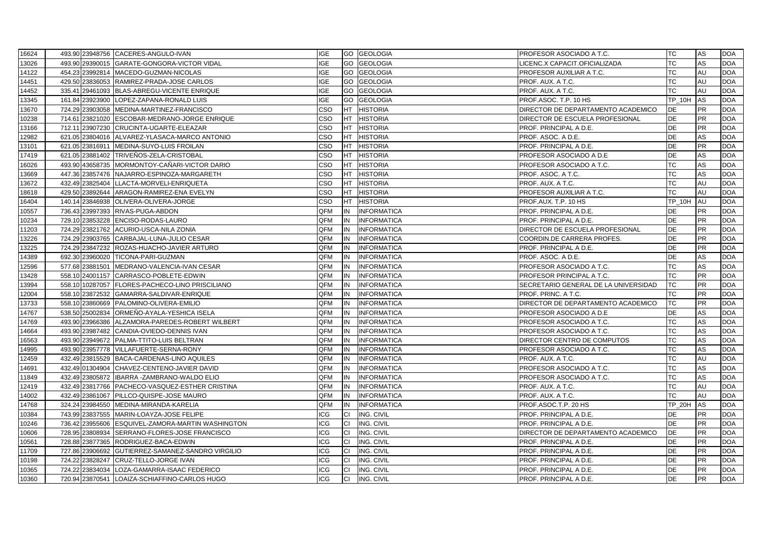| | | | | | | | | | | |
|---|---|---|---|---|---|---|---|---|---|---|
| 16624 | 493.90 | 23948756 | CACERES-ANGULO-IVAN | IGE | GO | GEOLOGIA | PROFESOR ASOCIADO A T.C. | TC | AS | DOA |
| 13026 | 493.90 | 29390015 | GARATE-GONGORA-VICTOR VIDAL | IGE | GO | GEOLOGIA | LICENC.X CAPACIT.OFICIALIZADA | TC | AS | DOA |
| 14122 | 454.23 | 23992814 | MACEDO-GUZMAN-NICOLAS | IGE | GO | GEOLOGIA | PROFESOR AUXILIAR A T.C. | TC | AU | DOA |
| 14451 | 429.50 | 23836053 | RAMIREZ-PRADA-JOSE CARLOS | IGE | GO | GEOLOGIA | PROF. AUX. A T.C. | TC | AU | DOA |
| 14452 | 335.41 | 29461093 | BLAS-ABREGU-VICENTE ENRIQUE | IGE | GO | GEOLOGIA | PROF. AUX. A T.C. | TC | AU | DOA |
| 13345 | 161.84 | 23923900 | LOPEZ-ZAPANA-RONALD LUIS | IGE | GO | GEOLOGIA | PROF.ASOC. T.P. 10 HS | TP_10H | AS | DOA |
| 13670 | 724.29 | 23903058 | MEDINA-MARTINEZ-FRANCISCO | CSO | HT | HISTORIA | DIRECTOR DE DEPARTAMENTO ACADEMICO | DE | PR | DOA |
| 10238 | 714.61 | 23821020 | ESCOBAR-MEDRANO-JORGE ENRIQUE | CSO | HT | HISTORIA | DIRECTOR DE ESCUELA PROFESIONAL | DE | PR | DOA |
| 13166 | 712.11 | 23907230 | CRUCINTA-UGARTE-ELEAZAR | CSO | HT | HISTORIA | PROF. PRINCIPAL A D.E. | DE | PR | DOA |
| 12982 | 621.05 | 23804016 | ALVAREZ-YLASACA-MARCO ANTONIO | CSO | HT | HISTORIA | PROF. ASOC. A D.E. | DE | AS | DOA |
| 13101 | 621.05 | 23816911 | MEDINA-SUYO-LUIS FROILAN | CSO | HT | HISTORIA | PROF. PRINCIPAL A D.E. | DE | PR | DOA |
| 17419 | 621.05 | 23881402 | TRIVEÑOS-ZELA-CRISTOBAL | CSO | HT | HISTORIA | PROFESOR ASOCIADO A D.E | DE | AS | DOA |
| 16026 | 493.90 | 43658735 | MORMONTOY-CAÑARI-VICTOR DARIO | CSO | HT | HISTORIA | PROFESOR ASOCIADO A T.C. | TC | AS | DOA |
| 13669 | 447.36 | 23857476 | NAJARRO-ESPINOZA-MARGARETH | CSO | HT | HISTORIA | PROF. ASOC. A T.C. | TC | AS | DOA |
| 13672 | 432.49 | 23825404 | LLACTA-MORVELI-ENRIQUETA | CSO | HT | HISTORIA | PROF. AUX. A T.C. | TC | AU | DOA |
| 18618 | 429.50 | 23892644 | ARAGON-RAMIREZ-ENA EVELYN | CSO | HT | HISTORIA | PROFESOR AUXILIAR A T.C. | TC | AU | DOA |
| 16404 | 140.14 | 23846938 | OLIVERA-OLIVERA-JORGE | CSO | HT | HISTORIA | PROF.AUX. T.P. 10 HS | TP_10H | AU | DOA |
| 10557 | 736.43 | 23997393 | RIVAS-PUGA-ABDON | QFM | IN | INFORMATICA | PROF. PRINCIPAL A D.E. | DE | PR | DOA |
| 10234 | 729.10 | 23853228 | ENCISO-RODAS-LAURO | QFM | IN | INFORMATICA | PROF. PRINCIPAL A D.E. | DE | PR | DOA |
| 11203 | 724.29 | 23821762 | ACURIO-USCA-NILA ZONIA | QFM | IN | INFORMATICA | DIRECTOR DE ESCUELA PROFESIONAL | DE | PR | DOA |
| 13226 | 724.29 | 23903765 | CARBAJAL-LUNA-JULIO CESAR | QFM | IN | INFORMATICA | COORDIN.DE CARRERA PROFES. | DE | PR | DOA |
| 13225 | 724.29 | 23847232 | ROZAS-HUACHO-JAVIER ARTURO | QFM | IN | INFORMATICA | PROF. PRINCIPAL A D.E. | DE | PR | DOA |
| 14389 | 692.30 | 23960020 | TICONA-PARI-GUZMAN | QFM | IN | INFORMATICA | PROF. ASOC. A D.E. | DE | AS | DOA |
| 12596 | 577.68 | 23881501 | MEDRANO-VALENCIA-IVAN CESAR | QFM | IN | INFORMATICA | PROFESOR ASOCIADO A T.C. | TC | AS | DOA |
| 13428 | 558.10 | 24001157 | CARRASCO-POBLETE-EDWIN | QFM | IN | INFORMATICA | PROFESOR PRINCIPAL A T.C. | TC | PR | DOA |
| 13994 | 558.10 | 10287057 | FLORES-PACHECO-LINO PRISCILIANO | QFM | IN | INFORMATICA | SECRETARIO GENERAL DE LA UNIVERSIDAD | TC | PR | DOA |
| 12004 | 558.10 | 23872532 | GAMARRA-SALDIVAR-ENRIQUE | QFM | IN | INFORMATICA | PROF. PRINC. A T.C. | TC | PR | DOA |
| 13733 | 558.10 | 23860669 | PALOMINO-OLIVERA-EMILIO | QFM | IN | INFORMATICA | DIRECTOR DE DEPARTAMENTO ACADEMICO | TC | PR | DOA |
| 14767 | 538.50 | 25002834 | ORMEÑO-AYALA-YESHICA ISELA | QFM | IN | INFORMATICA | PROFESOR ASOCIADO A D.E | DE | AS | DOA |
| 14769 | 493.90 | 23966386 | ALZAMORA-PAREDES-ROBERT WILBERT | QFM | IN | INFORMATICA | PROFESOR ASOCIADO A T.C. | TC | AS | DOA |
| 14664 | 493.90 | 23987482 | CANDIA-OVIEDO-DENNIS IVAN | QFM | IN | INFORMATICA | PROFESOR ASOCIADO A T.C. | TC | AS | DOA |
| 16563 | 493.90 | 23949672 | PALMA-TTITO-LUIS BELTRAN | QFM | IN | INFORMATICA | DIRECTOR CENTRO DE COMPUTOS | TC | AS | DOA |
| 14995 | 493.90 | 23957778 | VILLAFUERTE-SERNA-RONY | QFM | IN | INFORMATICA | PROFESOR ASOCIADO A T.C. | TC | AS | DOA |
| 12459 | 432.49 | 23815529 | BACA-CARDENAS-LINO AQUILES | QFM | IN | INFORMATICA | PROF. AUX. A T.C. | TC | AU | DOA |
| 14691 | 432.49 | 01304904 | CHAVEZ-CENTENO-JAVIER DAVID | QFM | IN | INFORMATICA | PROFESOR ASOCIADO A T.C. | TC | AS | DOA |
| 11849 | 432.49 | 23805872 | IBARRA -ZAMBRANO-WALDO ELIO | QFM | IN | INFORMATICA | PROFESOR ASOCIADO A T.C. | TC | AS | DOA |
| 12419 | 432.49 | 23817766 | PACHECO-VASQUEZ-ESTHER CRISTINA | QFM | IN | INFORMATICA | PROF. AUX. A T.C. | TC | AU | DOA |
| 14002 | 432.49 | 23861067 | PILLCO-QUISPE-JOSE MAURO | QFM | IN | INFORMATICA | PROF. AUX. A T.C. | TC | AU | DOA |
| 14768 | 324.24 | 23984550 | MEDINA-MIRANDA-KARELIA | QFM | IN | INFORMATICA | PROF.ASOC.T.P. 20 HS | TP_20H | AS | DOA |
| 10384 | 743.99 | 23837555 | MARIN-LOAYZA-JOSE FELIPE | ICG | CI | ING. CIVIL | PROF. PRINCIPAL A D.E. | DE | PR | DOA |
| 10246 | 736.42 | 23955606 | ESQUIVEL-ZAMORA-MARTIN WASHINGTON | ICG | CI | ING. CIVIL | PROF. PRINCIPAL A D.E. | DE | PR | DOA |
| 10606 | 728.95 | 23808934 | SERRANO-FLORES-JOSE FRANCISCO | ICG | CI | ING. CIVIL | DIRECTOR DE DEPARTAMENTO ACADEMICO | DE | PR | DOA |
| 10561 | 728.88 | 23877365 | RODRIGUEZ-BACA-EDWIN | ICG | CI | ING. CIVIL | PROF. PRINCIPAL A D.E. | DE | PR | DOA |
| 11709 | 727.86 | 23906692 | GUTIERREZ-SAMANEZ-SANDRO VIRGILIO | ICG | CI | ING. CIVIL | PROF. PRINCIPAL A D.E. | DE | PR | DOA |
| 10198 | 724.22 | 23828247 | CRUZ-TELLO-JORGE IVAN | ICG | CI | ING. CIVIL | PROF. PRINCIPAL A D.E. | DE | PR | DOA |
| 10365 | 724.22 | 23834034 | LOZA-GAMARRA-ISAAC FEDERICO | ICG | CI | ING. CIVIL | PROF. PRINCIPAL A D.E. | DE | PR | DOA |
| 10360 | 720.94 | 23870541 | LOAIZA-SCHIAFFINO-CARLOS HUGO | ICG | CI | ING. CIVIL | PROF. PRINCIPAL A D.E. | DE | PR | DOA |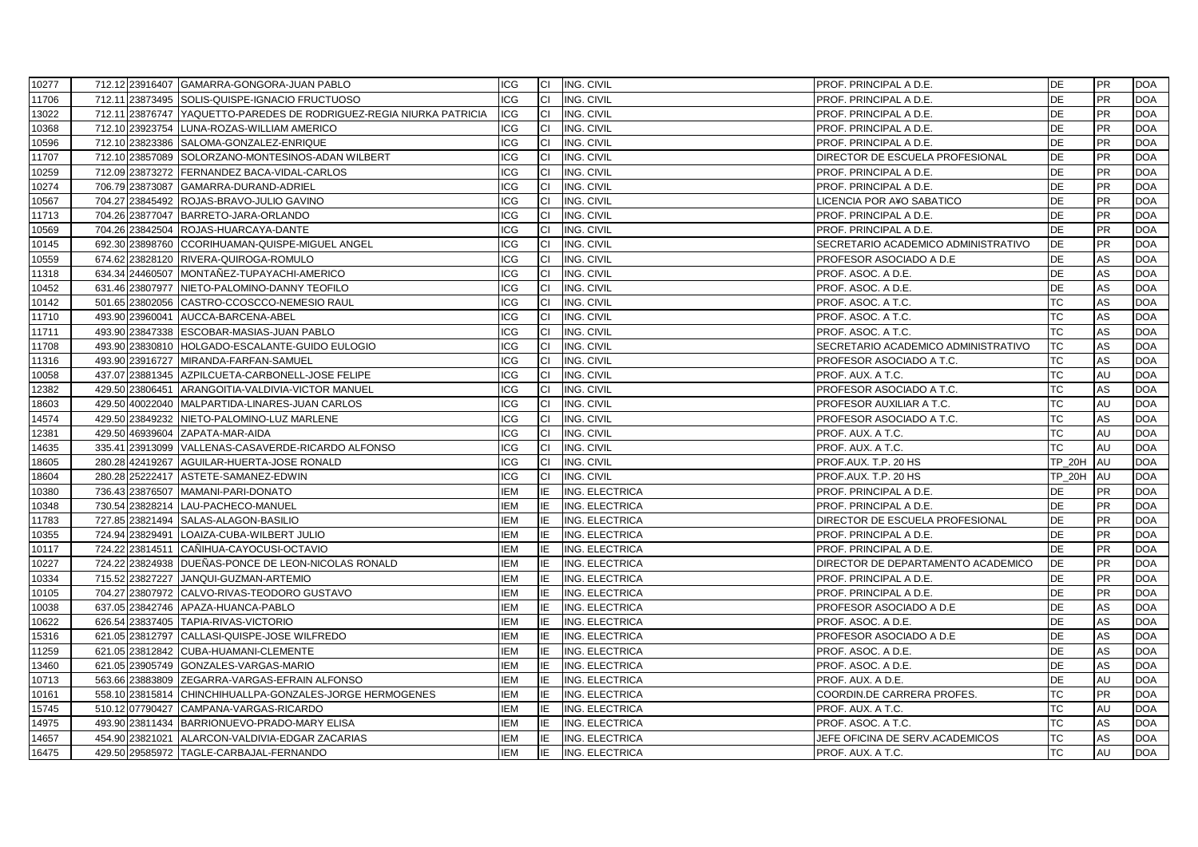| | | | | | | | | | | |
|---|---|---|---|---|---|---|---|---|---|---|
| 10277 | 712.12 | 23916407 | GAMARRA-GONGORA-JUAN PABLO | ICG | CI | ING. CIVIL | PROF. PRINCIPAL A D.E. | DE | PR | DOA |
| 11706 | 712.11 | 23873495 | SOLIS-QUISPE-IGNACIO FRUCTUOSO | ICG | CI | ING. CIVIL | PROF. PRINCIPAL A D.E. | DE | PR | DOA |
| 13022 | 712.11 | 23876747 | YAQUETTO-PAREDES DE RODRIGUEZ-REGIA NIURKA PATRICIA | ICG | CI | ING. CIVIL | PROF. PRINCIPAL A D.E. | DE | PR | DOA |
| 10368 | 712.10 | 23923754 | LUNA-ROZAS-WILLIAM AMERICO | ICG | CI | ING. CIVIL | PROF. PRINCIPAL A D.E. | DE | PR | DOA |
| 10596 | 712.10 | 23823386 | SALOMA-GONZALEZ-ENRIQUE | ICG | CI | ING. CIVIL | PROF. PRINCIPAL A D.E. | DE | PR | DOA |
| 11707 | 712.10 | 23857089 | SOLORZANO-MONTESINOS-ADAN WILBERT | ICG | CI | ING. CIVIL | DIRECTOR DE ESCUELA PROFESIONAL | DE | PR | DOA |
| 10259 | 712.09 | 23873272 | FERNANDEZ BACA-VIDAL-CARLOS | ICG | CI | ING. CIVIL | PROF. PRINCIPAL A D.E. | DE | PR | DOA |
| 10274 | 706.79 | 23873087 | GAMARRA-DURAND-ADRIEL | ICG | CI | ING. CIVIL | PROF. PRINCIPAL A D.E. | DE | PR | DOA |
| 10567 | 704.27 | 23845492 | ROJAS-BRAVO-JULIO GAVINO | ICG | CI | ING. CIVIL | LICENCIA POR A¥O SABATICO | DE | PR | DOA |
| 11713 | 704.26 | 23877047 | BARRETO-JARA-ORLANDO | ICG | CI | ING. CIVIL | PROF. PRINCIPAL A D.E. | DE | PR | DOA |
| 10569 | 704.26 | 23842504 | ROJAS-HUARCAYA-DANTE | ICG | CI | ING. CIVIL | PROF. PRINCIPAL A D.E. | DE | PR | DOA |
| 10145 | 692.30 | 23898760 | CCORIHUAMAN-QUISPE-MIGUEL ANGEL | ICG | CI | ING. CIVIL | SECRETARIO ACADEMICO ADMINISTRATIVO | DE | PR | DOA |
| 10559 | 674.62 | 23828120 | RIVERA-QUIROGA-ROMULO | ICG | CI | ING. CIVIL | PROFESOR ASOCIADO A D.E | DE | AS | DOA |
| 11318 | 634.34 | 24460507 | MONTAÑEZ-TUPAYACHI-AMERICO | ICG | CI | ING. CIVIL | PROF. ASOC. A D.E. | DE | AS | DOA |
| 10452 | 631.46 | 23807977 | NIETO-PALOMINO-DANNY TEOFILO | ICG | CI | ING. CIVIL | PROF. ASOC. A D.E. | DE | AS | DOA |
| 10142 | 501.65 | 23802056 | CASTRO-CCOSCCO-NEMESIO RAUL | ICG | CI | ING. CIVIL | PROF. ASOC. A T.C. | TC | AS | DOA |
| 11710 | 493.90 | 23960041 | AUCCA-BARCENA-ABEL | ICG | CI | ING. CIVIL | PROF. ASOC. A T.C. | TC | AS | DOA |
| 11711 | 493.90 | 23847338 | ESCOBAR-MASIAS-JUAN PABLO | ICG | CI | ING. CIVIL | PROF. ASOC. A T.C. | TC | AS | DOA |
| 11708 | 493.90 | 23830810 | HOLGADO-ESCALANTE-GUIDO EULOGIO | ICG | CI | ING. CIVIL | SECRETARIO ACADEMICO ADMINISTRATIVO | TC | AS | DOA |
| 11316 | 493.90 | 23916727 | MIRANDA-FARFAN-SAMUEL | ICG | CI | ING. CIVIL | PROFESOR ASOCIADO A T.C. | TC | AS | DOA |
| 10058 | 437.07 | 23881345 | AZPILCUETA-CARBONELL-JOSE FELIPE | ICG | CI | ING. CIVIL | PROF. AUX. A T.C. | TC | AU | DOA |
| 12382 | 429.50 | 23806451 | ARANGOITIA-VALDIVIA-VICTOR MANUEL | ICG | CI | ING. CIVIL | PROFESOR ASOCIADO A T.C. | TC | AS | DOA |
| 18603 | 429.50 | 40022040 | MALPARTIDA-LINARES-JUAN CARLOS | ICG | CI | ING. CIVIL | PROFESOR AUXILIAR A T.C. | TC | AU | DOA |
| 14574 | 429.50 | 23849232 | NIETO-PALOMINO-LUZ MARLENE | ICG | CI | ING. CIVIL | PROFESOR ASOCIADO A T.C. | TC | AS | DOA |
| 12381 | 429.50 | 46939604 | ZAPATA-MAR-AIDA | ICG | CI | ING. CIVIL | PROF. AUX. A T.C. | TC | AU | DOA |
| 14635 | 335.41 | 23913099 | VALLENAS-CASAVERDE-RICARDO ALFONSO | ICG | CI | ING. CIVIL | PROF. AUX. A T.C. | TC | AU | DOA |
| 18605 | 280.28 | 42419267 | AGUILAR-HUERTA-JOSE RONALD | ICG | CI | ING. CIVIL | PROF.AUX. T.P. 20 HS | TP_20H | AU | DOA |
| 18604 | 280.28 | 25222417 | ASTETE-SAMANEZ-EDWIN | ICG | CI | ING. CIVIL | PROF.AUX. T.P. 20 HS | TP_20H | AU | DOA |
| 10380 | 736.43 | 23876507 | MAMANI-PARI-DONATO | IEM | IE | ING. ELECTRICA | PROF. PRINCIPAL A D.E. | DE | PR | DOA |
| 10348 | 730.54 | 23828214 | LAU-PACHECO-MANUEL | IEM | IE | ING. ELECTRICA | PROF. PRINCIPAL A D.E. | DE | PR | DOA |
| 11783 | 727.85 | 23821494 | SALAS-ALAGON-BASILIO | IEM | IE | ING. ELECTRICA | DIRECTOR DE ESCUELA PROFESIONAL | DE | PR | DOA |
| 10355 | 724.94 | 23829491 | LOAIZA-CUBA-WILBERT JULIO | IEM | IE | ING. ELECTRICA | PROF. PRINCIPAL A D.E. | DE | PR | DOA |
| 10117 | 724.22 | 23814511 | CAÑIHUA-CAYOCUSI-OCTAVIO | IEM | IE | ING. ELECTRICA | PROF. PRINCIPAL A D.E. | DE | PR | DOA |
| 10227 | 724.22 | 23824938 | DUEÑAS-PONCE DE LEON-NICOLAS RONALD | IEM | IE | ING. ELECTRICA | DIRECTOR DE DEPARTAMENTO ACADEMICO | DE | PR | DOA |
| 10334 | 715.52 | 23827227 | JANQUI-GUZMAN-ARTEMIO | IEM | IE | ING. ELECTRICA | PROF. PRINCIPAL A D.E. | DE | PR | DOA |
| 10105 | 704.27 | 23807972 | CALVO-RIVAS-TEODORO GUSTAVO | IEM | IE | ING. ELECTRICA | PROF. PRINCIPAL A D.E. | DE | PR | DOA |
| 10038 | 637.05 | 23842746 | APAZA-HUANCA-PABLO | IEM | IE | ING. ELECTRICA | PROFESOR ASOCIADO A D.E | DE | AS | DOA |
| 10622 | 626.54 | 23837405 | TAPIA-RIVAS-VICTORIO | IEM | IE | ING. ELECTRICA | PROF. ASOC. A D.E. | DE | AS | DOA |
| 15316 | 621.05 | 23812797 | CALLASI-QUISPE-JOSE WILFREDO | IEM | IE | ING. ELECTRICA | PROFESOR ASOCIADO A D.E | DE | AS | DOA |
| 11259 | 621.05 | 23812842 | CUBA-HUAMANI-CLEMENTE | IEM | IE | ING. ELECTRICA | PROF. ASOC. A D.E. | DE | AS | DOA |
| 13460 | 621.05 | 23905749 | GONZALES-VARGAS-MARIO | IEM | IE | ING. ELECTRICA | PROF. ASOC. A D.E. | DE | AS | DOA |
| 10713 | 563.66 | 23883809 | ZEGARRA-VARGAS-EFRAIN ALFONSO | IEM | IE | ING. ELECTRICA | PROF. AUX. A D.E. | DE | AU | DOA |
| 10161 | 558.10 | 23815814 | CHINCHIHUALLPA-GONZALES-JORGE HERMOGENES | IEM | IE | ING. ELECTRICA | COORDIN.DE CARRERA PROFES. | TC | PR | DOA |
| 15745 | 510.12 | 07790427 | CAMPANA-VARGAS-RICARDO | IEM | IE | ING. ELECTRICA | PROF. AUX. A T.C. | TC | AU | DOA |
| 14975 | 493.90 | 23811434 | BARRIONUEVO-PRADO-MARY ELISA | IEM | IE | ING. ELECTRICA | PROF. ASOC. A T.C. | TC | AS | DOA |
| 14657 | 454.90 | 23821021 | ALARCON-VALDIVIA-EDGAR ZACARIAS | IEM | IE | ING. ELECTRICA | JEFE OFICINA DE SERV.ACADEMICOS | TC | AS | DOA |
| 16475 | 429.50 | 29585972 | TAGLE-CARBAJAL-FERNANDO | IEM | IE | ING. ELECTRICA | PROF. AUX. A T.C. | TC | AU | DOA |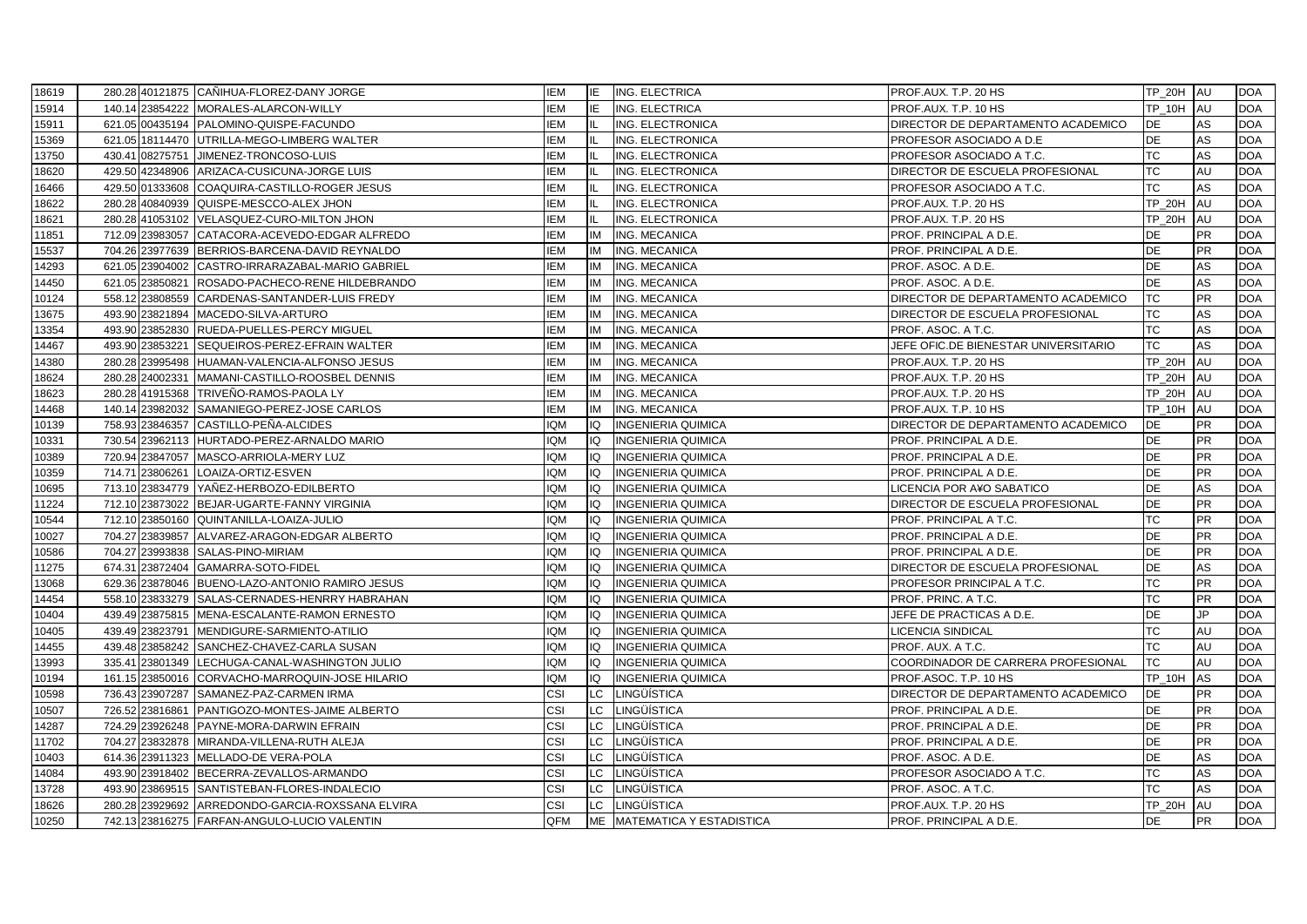| | | | | | | | | | | |
|---|---|---|---|---|---|---|---|---|---|---|
| 18619 | 280.28 | 40121875 | CAÑIHUA-FLOREZ-DANY JORGE | IEM | IE | ING. ELECTRICA | PROF.AUX. T.P. 20 HS | TP_20H | AU | DOA |
| 15914 | 140.14 | 23854222 | MORALES-ALARCON-WILLY | IEM | IE | ING. ELECTRICA | PROF.AUX. T.P. 10 HS | TP_10H | AU | DOA |
| 15911 | 621.05 | 00435194 | PALOMINO-QUISPE-FACUNDO | IEM | IL | ING. ELECTRONICA | DIRECTOR DE DEPARTAMENTO ACADEMICO | DE | AS | DOA |
| 15369 | 621.05 | 18114470 | UTRILLA-MEGO-LIMBERG WALTER | IEM | IL | ING. ELECTRONICA | PROFESOR ASOCIADO A D.E | DE | AS | DOA |
| 13750 | 430.41 | 08275751 | JIMENEZ-TRONCOSO-LUIS | IEM | IL | ING. ELECTRONICA | PROFESOR ASOCIADO A T.C. | TC | AS | DOA |
| 18620 | 429.50 | 42348906 | ARIZACA-CUSICUNA-JORGE LUIS | IEM | IL | ING. ELECTRONICA | DIRECTOR DE ESCUELA PROFESIONAL | TC | AU | DOA |
| 16466 | 429.50 | 01333608 | COAQUIRA-CASTILLO-ROGER JESUS | IEM | IL | ING. ELECTRONICA | PROFESOR ASOCIADO A T.C. | TC | AS | DOA |
| 18622 | 280.28 | 40840939 | QUISPE-MESCCO-ALEX JHON | IEM | IL | ING. ELECTRONICA | PROF.AUX. T.P. 20 HS | TP_20H | AU | DOA |
| 18621 | 280.28 | 41053102 | VELASQUEZ-CURO-MILTON JHON | IEM | IL | ING. ELECTRONICA | PROF.AUX. T.P. 20 HS | TP_20H | AU | DOA |
| 11851 | 712.09 | 23983057 | CATACORA-ACEVEDO-EDGAR ALFREDO | IEM | IM | ING. MECANICA | PROF. PRINCIPAL A D.E. | DE | PR | DOA |
| 15537 | 704.26 | 23977639 | BERRIOS-BARCENA-DAVID REYNALDO | IEM | IM | ING. MECANICA | PROF. PRINCIPAL A D.E. | DE | PR | DOA |
| 14293 | 621.05 | 23904002 | CASTRO-IRRARAZABAL-MARIO GABRIEL | IEM | IM | ING. MECANICA | PROF. ASOC. A D.E. | DE | AS | DOA |
| 14450 | 621.05 | 23850821 | ROSADO-PACHECO-RENE HILDEBRANDO | IEM | IM | ING. MECANICA | PROF. ASOC. A D.E. | DE | AS | DOA |
| 10124 | 558.12 | 23808559 | CARDENAS-SANTANDER-LUIS FREDY | IEM | IM | ING. MECANICA | DIRECTOR DE DEPARTAMENTO ACADEMICO | TC | PR | DOA |
| 13675 | 493.90 | 23821894 | MACEDO-SILVA-ARTURO | IEM | IM | ING. MECANICA | DIRECTOR DE ESCUELA PROFESIONAL | TC | AS | DOA |
| 13354 | 493.90 | 23852830 | RUEDA-PUELLES-PERCY MIGUEL | IEM | IM | ING. MECANICA | PROF. ASOC. A T.C. | TC | AS | DOA |
| 14467 | 493.90 | 23853221 | SEQUEIROS-PEREZ-EFRAIN WALTER | IEM | IM | ING. MECANICA | JEFE OFIC.DE BIENESTAR UNIVERSITARIO | TC | AS | DOA |
| 14380 | 280.28 | 23995498 | HUAMAN-VALENCIA-ALFONSO JESUS | IEM | IM | ING. MECANICA | PROF.AUX. T.P. 20 HS | TP_20H | AU | DOA |
| 18624 | 280.28 | 24002331 | MAMANI-CASTILLO-ROOSBEL DENNIS | IEM | IM | ING. MECANICA | PROF.AUX. T.P. 20 HS | TP_20H | AU | DOA |
| 18623 | 280.28 | 41915368 | TRIVEÑO-RAMOS-PAOLA LY | IEM | IM | ING. MECANICA | PROF.AUX. T.P. 20 HS | TP_20H | AU | DOA |
| 14468 | 140.14 | 23982032 | SAMANIEGO-PEREZ-JOSE CARLOS | IEM | IM | ING. MECANICA | PROF.AUX. T.P. 10 HS | TP_10H | AU | DOA |
| 10139 | 758.93 | 23846357 | CASTILLO-PEÑA-ALCIDES | IQM | IQ | INGENIERIA QUIMICA | DIRECTOR DE DEPARTAMENTO ACADEMICO | DE | PR | DOA |
| 10331 | 730.54 | 23962113 | HURTADO-PEREZ-ARNALDO MARIO | IQM | IQ | INGENIERIA QUIMICA | PROF. PRINCIPAL A D.E. | DE | PR | DOA |
| 10389 | 720.94 | 23847057 | MASCO-ARRIOLA-MERY LUZ | IQM | IQ | INGENIERIA QUIMICA | PROF. PRINCIPAL A D.E. | DE | PR | DOA |
| 10359 | 714.71 | 23806261 | LOAIZA-ORTIZ-ESVEN | IQM | IQ | INGENIERIA QUIMICA | PROF. PRINCIPAL A D.E. | DE | PR | DOA |
| 10695 | 713.10 | 23834779 | YAÑEZ-HERBOZO-EDILBERTO | IQM | IQ | INGENIERIA QUIMICA | LICENCIA POR A¥O SABATICO | DE | AS | DOA |
| 11224 | 712.10 | 23873022 | BEJAR-UGARTE-FANNY VIRGINIA | IQM | IQ | INGENIERIA QUIMICA | DIRECTOR DE ESCUELA PROFESIONAL | DE | PR | DOA |
| 10544 | 712.10 | 23850160 | QUINTANILLA-LOAIZA-JULIO | IQM | IQ | INGENIERIA QUIMICA | PROF. PRINCIPAL A T.C. | TC | PR | DOA |
| 10027 | 704.27 | 23839857 | ALVAREZ-ARAGON-EDGAR ALBERTO | IQM | IQ | INGENIERIA QUIMICA | PROF. PRINCIPAL A D.E. | DE | PR | DOA |
| 10586 | 704.27 | 23993838 | SALAS-PINO-MIRIAM | IQM | IQ | INGENIERIA QUIMICA | PROF. PRINCIPAL A D.E. | DE | PR | DOA |
| 11275 | 674.31 | 23872404 | GAMARRA-SOTO-FIDEL | IQM | IQ | INGENIERIA QUIMICA | DIRECTOR DE ESCUELA PROFESIONAL | DE | AS | DOA |
| 13068 | 629.36 | 23878046 | BUENO-LAZO-ANTONIO RAMIRO JESUS | IQM | IQ | INGENIERIA QUIMICA | PROFESOR PRINCIPAL A T.C. | TC | PR | DOA |
| 14454 | 558.10 | 23833279 | SALAS-CERNADES-HENRRY HABRAHAN | IQM | IQ | INGENIERIA QUIMICA | PROF. PRINC. A T.C. | TC | PR | DOA |
| 10404 | 439.49 | 23875815 | MENA-ESCALANTE-RAMON ERNESTO | IQM | IQ | INGENIERIA QUIMICA | JEFE DE PRACTICAS A D.E. | DE | JP | DOA |
| 10405 | 439.49 | 23823791 | MENDIGURE-SARMIENTO-ATILIO | IQM | IQ | INGENIERIA QUIMICA | LICENCIA SINDICAL | TC | AU | DOA |
| 14455 | 439.48 | 23858242 | SANCHEZ-CHAVEZ-CARLA SUSAN | IQM | IQ | INGENIERIA QUIMICA | PROF. AUX. A T.C. | TC | AU | DOA |
| 13993 | 335.41 | 23801349 | LECHUGA-CANAL-WASHINGTON JULIO | IQM | IQ | INGENIERIA QUIMICA | COORDINADOR DE CARRERA PROFESIONAL | TC | AU | DOA |
| 10194 | 161.15 | 23850016 | CORVACHO-MARROQUIN-JOSE HILARIO | IQM | IQ | INGENIERIA QUIMICA | PROF.ASOC. T.P. 10 HS | TP_10H | AS | DOA |
| 10598 | 736.43 | 23907287 | SAMANEZ-PAZ-CARMEN IRMA | CSI | LC | LINGÜÍSTICA | DIRECTOR DE DEPARTAMENTO ACADEMICO | DE | PR | DOA |
| 10507 | 726.52 | 23816861 | PANTIGOZO-MONTES-JAIME ALBERTO | CSI | LC | LINGÜÍSTICA | PROF. PRINCIPAL A D.E. | DE | PR | DOA |
| 14287 | 724.29 | 23926248 | PAYNE-MORA-DARWIN EFRAIN | CSI | LC | LINGÜÍSTICA | PROF. PRINCIPAL A D.E. | DE | PR | DOA |
| 11702 | 704.27 | 23832878 | MIRANDA-VILLENA-RUTH ALEJA | CSI | LC | LINGÜÍSTICA | PROF. PRINCIPAL A D.E. | DE | PR | DOA |
| 10403 | 614.36 | 23911323 | MELLADO-DE VERA-POLA | CSI | LC | LINGÜÍSTICA | PROF. ASOC. A D.E. | DE | AS | DOA |
| 14084 | 493.90 | 23918402 | BECERRA-ZEVALLOS-ARMANDO | CSI | LC | LINGÜÍSTICA | PROFESOR ASOCIADO A T.C. | TC | AS | DOA |
| 13728 | 493.90 | 23869515 | SANTISTEBAN-FLORES-INDALECIO | CSI | LC | LINGÜÍSTICA | PROF. ASOC. A T.C. | TC | AS | DOA |
| 18626 | 280.28 | 23929692 | ARREDONDO-GARCIA-ROXSSANA ELVIRA | CSI | LC | LINGÜÍSTICA | PROF.AUX. T.P. 20 HS | TP_20H | AU | DOA |
| 10250 | 742.13 | 23816275 | FARFAN-ANGULO-LUCIO VALENTIN | QFM | ME | MATEMATICA Y ESTADISTICA | PROF. PRINCIPAL A D.E. | DE | PR | DOA |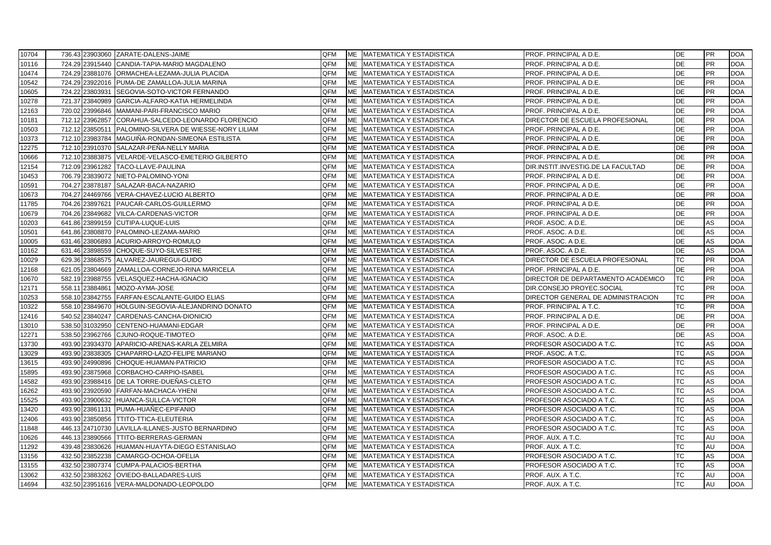| | | | | | | | | | | |
|---|---|---|---|---|---|---|---|---|---|---|
| 10704 | 736.43 | 23903060 | ZARATE-DALENS-JAIME | QFM | ME | MATEMATICA Y ESTADISTICA | PROF. PRINCIPAL A D.E. | DE | PR | DOA |
| 10116 | 724.29 | 23915440 | CANDIA-TAPIA-MARIO MAGDALENO | QFM | ME | MATEMATICA Y ESTADISTICA | PROF. PRINCIPAL A D.E. | DE | PR | DOA |
| 10474 | 724.29 | 23881076 | ORMACHEA-LEZAMA-JULIA PLACIDA | QFM | ME | MATEMATICA Y ESTADISTICA | PROF. PRINCIPAL A D.E. | DE | PR | DOA |
| 10542 | 724.29 | 23922016 | PUMA-DE ZAMALLOA-JULIA MARINA | QFM | ME | MATEMATICA Y ESTADISTICA | PROF. PRINCIPAL A D.E. | DE | PR | DOA |
| 10605 | 724.22 | 23803931 | SEGOVIA-SOTO-VICTOR FERNANDO | QFM | ME | MATEMATICA Y ESTADISTICA | PROF. PRINCIPAL A D.E. | DE | PR | DOA |
| 10278 | 721.37 | 23840989 | GARCIA-ALFARO-KATIA HERMELINDA | QFM | ME | MATEMATICA Y ESTADISTICA | PROF. PRINCIPAL A D.E. | DE | PR | DOA |
| 12163 | 720.02 | 23996846 | MAMANI-PARI-FRANCISCO MARIO | QFM | ME | MATEMATICA Y ESTADISTICA | PROF. PRINCIPAL A D.E. | DE | PR | DOA |
| 10181 | 712.12 | 23962857 | CORAHUA-SALCEDO-LEONARDO FLORENCIO | QFM | ME | MATEMATICA Y ESTADISTICA | DIRECTOR DE ESCUELA PROFESIONAL | DE | PR | DOA |
| 10503 | 712.12 | 23850511 | PALOMINO-SILVERA DE WIESSE-NORY LILIAM | QFM | ME | MATEMATICA Y ESTADISTICA | PROF. PRINCIPAL A D.E. | DE | PR | DOA |
| 10373 | 712.10 | 23983784 | MAGUIÑA-RONDAN-SIMEONA ESTILISTA | QFM | ME | MATEMATICA Y ESTADISTICA | PROF. PRINCIPAL A D.E. | DE | PR | DOA |
| 12275 | 712.10 | 23910370 | SALAZAR-PEÑA-NELLY MARIA | QFM | ME | MATEMATICA Y ESTADISTICA | PROF. PRINCIPAL A D.E. | DE | PR | DOA |
| 10666 | 712.10 | 23883875 | VELARDE-VELASCO-EMETERIO GILBERTO | QFM | ME | MATEMATICA Y ESTADISTICA | PROF. PRINCIPAL A D.E. | DE | PR | DOA |
| 12154 | 712.09 | 23961282 | TACO-LLAVE-PAULINA | QFM | ME | MATEMATICA Y ESTADISTICA | DIR.INSTIT.INVESTIG.DE LA FACULTAD | DE | PR | DOA |
| 10453 | 706.79 | 23839072 | NIETO-PALOMINO-YONI | QFM | ME | MATEMATICA Y ESTADISTICA | PROF. PRINCIPAL A D.E. | DE | PR | DOA |
| 10591 | 704.27 | 23878187 | SALAZAR-BACA-NAZARIO | QFM | ME | MATEMATICA Y ESTADISTICA | PROF. PRINCIPAL A D.E. | DE | PR | DOA |
| 10673 | 704.27 | 24469766 | VERA-CHAVEZ-LUCIO ALBERTO | QFM | ME | MATEMATICA Y ESTADISTICA | PROF. PRINCIPAL A D.E. | DE | PR | DOA |
| 11785 | 704.26 | 23897621 | PAUCAR-CARLOS-GUILLERMO | QFM | ME | MATEMATICA Y ESTADISTICA | PROF. PRINCIPAL A D.E. | DE | PR | DOA |
| 10679 | 704.26 | 23849682 | VILCA-CARDENAS-VICTOR | QFM | ME | MATEMATICA Y ESTADISTICA | PROF. PRINCIPAL A D.E. | DE | PR | DOA |
| 10203 | 641.86 | 23899159 | CUTIPA-LUQUE-LUIS | QFM | ME | MATEMATICA Y ESTADISTICA | PROF. ASOC. A D.E. | DE | AS | DOA |
| 10501 | 641.86 | 23808870 | PALOMINO-LEZAMA-MARIO | QFM | ME | MATEMATICA Y ESTADISTICA | PROF. ASOC. A D.E. | DE | AS | DOA |
| 10005 | 631.46 | 23806893 | ACURIO-ARROYO-ROMULO | QFM | ME | MATEMATICA Y ESTADISTICA | PROF. ASOC. A D.E. | DE | AS | DOA |
| 10162 | 631.46 | 23898559 | CHOQUE-SUYO-SILVESTRE | QFM | ME | MATEMATICA Y ESTADISTICA | PROF. ASOC. A D.E. | DE | AS | DOA |
| 10029 | 629.36 | 23868575 | ALVAREZ-JAUREGUI-GUIDO | QFM | ME | MATEMATICA Y ESTADISTICA | DIRECTOR DE ESCUELA PROFESIONAL | TC | PR | DOA |
| 12168 | 621.05 | 23804669 | ZAMALLOA-CORNEJO-RINA MARICELA | QFM | ME | MATEMATICA Y ESTADISTICA | PROF. PRINCIPAL A D.E. | DE | PR | DOA |
| 10670 | 582.19 | 23988755 | VELASQUEZ-HACHA-IGNACIO | QFM | ME | MATEMATICA Y ESTADISTICA | DIRECTOR DE DEPARTAMENTO ACADEMICO | TC | PR | DOA |
| 12171 | 558.11 | 23884861 | MOZO-AYMA-JOSE | QFM | ME | MATEMATICA Y ESTADISTICA | DIR.CONSEJO PROYEC.SOCIAL | TC | PR | DOA |
| 10253 | 558.10 | 23842755 | FARFAN-ESCALANTE-GUIDO ELIAS | QFM | ME | MATEMATICA Y ESTADISTICA | DIRECTOR GENERAL DE ADMINISTRACION | TC | PR | DOA |
| 10322 | 558.10 | 23849670 | HOLGUIN-SEGOVIA-ALEJANDRINO DONATO | QFM | ME | MATEMATICA Y ESTADISTICA | PROF. PRINCIPAL A T.C. | TC | PR | DOA |
| 12416 | 540.52 | 23840247 | CARDENAS-CANCHA-DIONICIO | QFM | ME | MATEMATICA Y ESTADISTICA | PROF. PRINCIPAL A D.E. | DE | PR | DOA |
| 13010 | 538.50 | 31032950 | CENTENO-HUAMANI-EDGAR | QFM | ME | MATEMATICA Y ESTADISTICA | PROF. PRINCIPAL A D.E. | DE | PR | DOA |
| 12271 | 538.50 | 23962766 | CJUNO-ROQUE-TIMOTEO | QFM | ME | MATEMATICA Y ESTADISTICA | PROF. ASOC. A D.E. | DE | AS | DOA |
| 13730 | 493.90 | 23934370 | APARICIO-ARENAS-KARLA ZELMIRA | QFM | ME | MATEMATICA Y ESTADISTICA | PROFESOR ASOCIADO A T.C. | TC | AS | DOA |
| 13029 | 493.90 | 23838305 | CHAPARRO-LAZO-FELIPE MARIANO | QFM | ME | MATEMATICA Y ESTADISTICA | PROF. ASOC. A T.C. | TC | AS | DOA |
| 13615 | 493.90 | 24990896 | CHOQUE-HUAMAN-PATRICIO | QFM | ME | MATEMATICA Y ESTADISTICA | PROFESOR ASOCIADO A T.C. | TC | AS | DOA |
| 15895 | 493.90 | 23875968 | CORBACHO-CARPIO-ISABEL | QFM | ME | MATEMATICA Y ESTADISTICA | PROFESOR ASOCIADO A T.C. | TC | AS | DOA |
| 14582 | 493.90 | 23988416 | DE LA TORRE-DUEÑAS-CLETO | QFM | ME | MATEMATICA Y ESTADISTICA | PROFESOR ASOCIADO A T.C. | TC | AS | DOA |
| 16262 | 493.90 | 23920590 | FARFAN-MACHACA-YHENI | QFM | ME | MATEMATICA Y ESTADISTICA | PROFESOR ASOCIADO A T.C. | TC | AS | DOA |
| 15525 | 493.90 | 23900632 | HUANCA-SULLCA-VICTOR | QFM | ME | MATEMATICA Y ESTADISTICA | PROFESOR ASOCIADO A T.C. | TC | AS | DOA |
| 13420 | 493.90 | 23861131 | PUMA-HUAÑEC-EPIFANIO | QFM | ME | MATEMATICA Y ESTADISTICA | PROFESOR ASOCIADO A T.C. | TC | AS | DOA |
| 12406 | 493.90 | 23850856 | TTITO-TTICA-ELEUTERIA | QFM | ME | MATEMATICA Y ESTADISTICA | PROFESOR ASOCIADO A T.C. | TC | AS | DOA |
| 11848 | 446.13 | 24710730 | LAVILLA-ILLANES-JUSTO BERNARDINO | QFM | ME | MATEMATICA Y ESTADISTICA | PROFESOR ASOCIADO A T.C. | TC | AS | DOA |
| 10626 | 446.13 | 23890566 | TTITO-BERRERAS-GERMAN | QFM | ME | MATEMATICA Y ESTADISTICA | PROF. AUX. A T.C. | TC | AU | DOA |
| 11292 | 439.48 | 23830626 | HUAMAN-HUAYTA-DIEGO ESTANISLAO | QFM | ME | MATEMATICA Y ESTADISTICA | PROF. AUX. A T.C. | TC | AU | DOA |
| 13156 | 432.50 | 23852238 | CAMARGO-OCHOA-OFELIA | QFM | ME | MATEMATICA Y ESTADISTICA | PROFESOR ASOCIADO A T.C. | TC | AS | DOA |
| 13155 | 432.50 | 23807374 | CUMPA-PALACIOS-BERTHA | QFM | ME | MATEMATICA Y ESTADISTICA | PROFESOR ASOCIADO A T.C. | TC | AS | DOA |
| 13062 | 432.50 | 23883262 | OVIEDO-BALLADARES-LUIS | QFM | ME | MATEMATICA Y ESTADISTICA | PROF. AUX. A T.C. | TC | AU | DOA |
| 14694 | 432.50 | 23951616 | VERA-MALDONADO-LEOPOLDO | QFM | ME | MATEMATICA Y ESTADISTICA | PROF. AUX. A T.C. | TC | AU | DOA |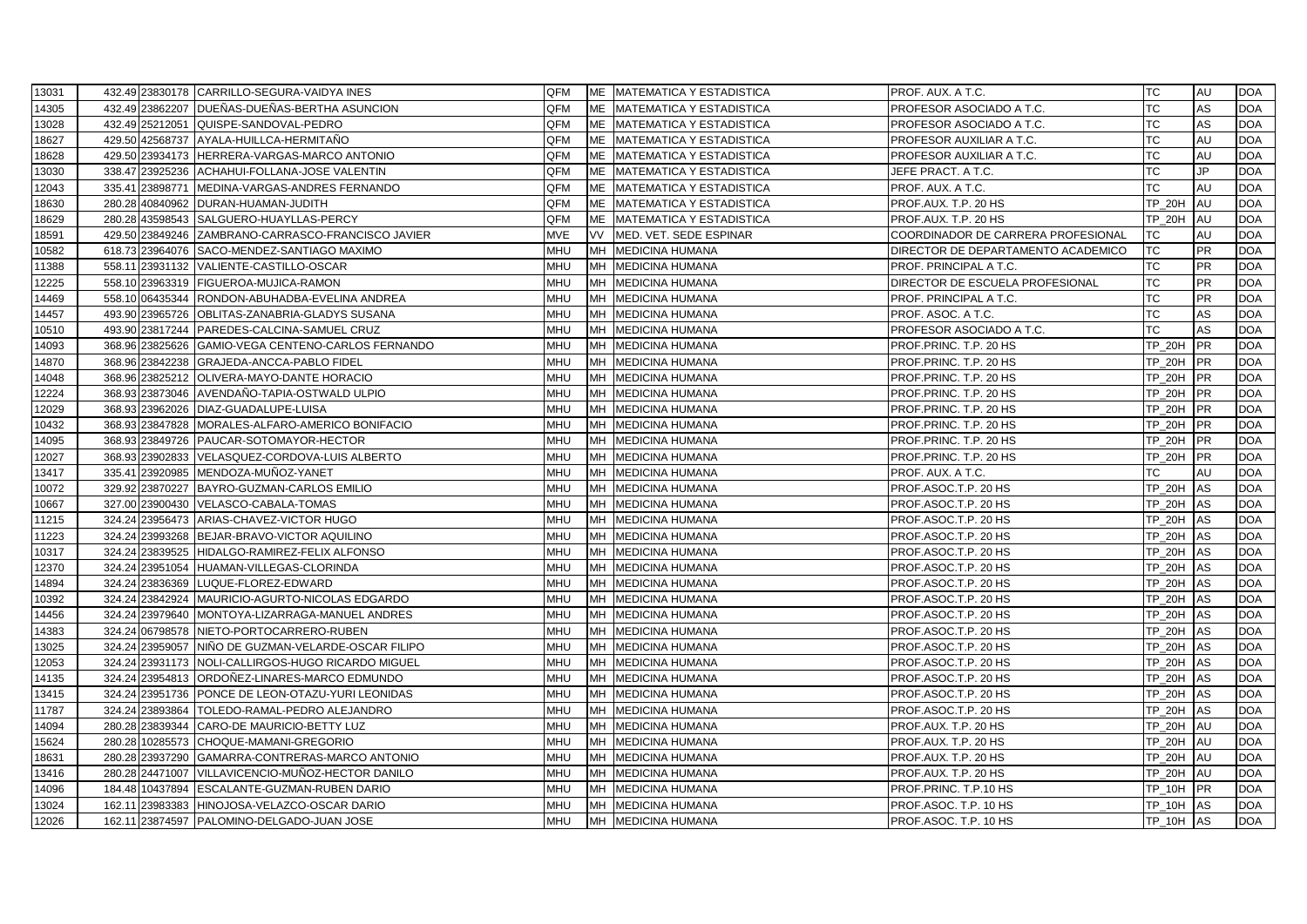| | | | | | | | | | | |
|---|---|---|---|---|---|---|---|---|---|---|
| 13031 | 432.49 | 23830178 | CARRILLO-SEGURA-VAIDYA INES | QFM | ME | MATEMATICA Y ESTADISTICA | PROF. AUX. A T.C. | TC | AU | DOA |
| 14305 | 432.49 | 23862207 | DUEÑAS-DUEÑAS-BERTHA ASUNCION | QFM | ME | MATEMATICA Y ESTADISTICA | PROFESOR ASOCIADO A T.C. | TC | AS | DOA |
| 13028 | 432.49 | 25212051 | QUISPE-SANDOVAL-PEDRO | QFM | ME | MATEMATICA Y ESTADISTICA | PROFESOR ASOCIADO A T.C. | TC | AS | DOA |
| 18627 | 429.50 | 42568737 | AYALA-HUILLCA-HERMITAÑO | QFM | ME | MATEMATICA Y ESTADISTICA | PROFESOR AUXILIAR A T.C. | TC | AU | DOA |
| 18628 | 429.50 | 23934173 | HERRERA-VARGAS-MARCO ANTONIO | QFM | ME | MATEMATICA Y ESTADISTICA | PROFESOR AUXILIAR A T.C. | TC | AU | DOA |
| 13030 | 338.47 | 23925236 | ACHAHUI-FOLLANA-JOSE VALENTIN | QFM | ME | MATEMATICA Y ESTADISTICA | JEFE PRACT. A T.C. | TC | JP | DOA |
| 12043 | 335.41 | 23898771 | MEDINA-VARGAS-ANDRES FERNANDO | QFM | ME | MATEMATICA Y ESTADISTICA | PROF. AUX. A T.C. | TC | AU | DOA |
| 18630 | 280.28 | 40840962 | DURAN-HUAMAN-JUDITH | QFM | ME | MATEMATICA Y ESTADISTICA | PROF.AUX. T.P. 20 HS | TP_20H | AU | DOA |
| 18629 | 280.28 | 43598543 | SALGUERO-HUAYLLAS-PERCY | QFM | ME | MATEMATICA Y ESTADISTICA | PROF.AUX. T.P. 20 HS | TP_20H | AU | DOA |
| 18591 | 429.50 | 23849246 | ZAMBRANO-CARRASCO-FRANCISCO JAVIER | MVE | VV | MED. VET. SEDE ESPINAR | COORDINADOR DE CARRERA PROFESIONAL | TC | AU | DOA |
| 10582 | 618.73 | 23964076 | SACO-MENDEZ-SANTIAGO MAXIMO | MHU | MH | MEDICINA HUMANA | DIRECTOR DE DEPARTAMENTO ACADEMICO | TC | PR | DOA |
| 11388 | 558.11 | 23931132 | VALIENTE-CASTILLO-OSCAR | MHU | MH | MEDICINA HUMANA | PROF. PRINCIPAL A T.C. | TC | PR | DOA |
| 12225 | 558.10 | 23963319 | FIGUEROA-MUJICA-RAMON | MHU | MH | MEDICINA HUMANA | DIRECTOR DE ESCUELA PROFESIONAL | TC | PR | DOA |
| 14469 | 558.10 | 06435344 | RONDON-ABUHADBA-EVELINA ANDREA | MHU | MH | MEDICINA HUMANA | PROF. PRINCIPAL A T.C. | TC | PR | DOA |
| 14457 | 493.90 | 23965726 | OBLITAS-ZANABRIA-GLADYS SUSANA | MHU | MH | MEDICINA HUMANA | PROF. ASOC. A T.C. | TC | AS | DOA |
| 10510 | 493.90 | 23817244 | PAREDES-CALCINA-SAMUEL CRUZ | MHU | MH | MEDICINA HUMANA | PROFESOR ASOCIADO A T.C. | TC | AS | DOA |
| 14093 | 368.96 | 23825626 | GAMIO-VEGA CENTENO-CARLOS FERNANDO | MHU | MH | MEDICINA HUMANA | PROF.PRINC. T.P. 20 HS | TP_20H | PR | DOA |
| 14870 | 368.96 | 23842238 | GRAJEDA-ANCCA-PABLO FIDEL | MHU | MH | MEDICINA HUMANA | PROF.PRINC. T.P. 20 HS | TP_20H | PR | DOA |
| 14048 | 368.96 | 23825212 | OLIVERA-MAYO-DANTE HORACIO | MHU | MH | MEDICINA HUMANA | PROF.PRINC. T.P. 20 HS | TP_20H | PR | DOA |
| 12224 | 368.93 | 23873046 | AVENDAÑO-TAPIA-OSTWALD ULPIO | MHU | MH | MEDICINA HUMANA | PROF.PRINC. T.P. 20 HS | TP_20H | PR | DOA |
| 12029 | 368.93 | 23962026 | DIAZ-GUADALUPE-LUISA | MHU | MH | MEDICINA HUMANA | PROF.PRINC. T.P. 20 HS | TP_20H | PR | DOA |
| 10432 | 368.93 | 23847828 | MORALES-ALFARO-AMERICO BONIFACIO | MHU | MH | MEDICINA HUMANA | PROF.PRINC. T.P. 20 HS | TP_20H | PR | DOA |
| 14095 | 368.93 | 23849726 | PAUCAR-SOTOMAYOR-HECTOR | MHU | MH | MEDICINA HUMANA | PROF.PRINC. T.P. 20 HS | TP_20H | PR | DOA |
| 12027 | 368.93 | 23902833 | VELASQUEZ-CORDOVA-LUIS ALBERTO | MHU | MH | MEDICINA HUMANA | PROF.PRINC. T.P. 20 HS | TP_20H | PR | DOA |
| 13417 | 335.41 | 23920985 | MENDOZA-MUÑOZ-YANET | MHU | MH | MEDICINA HUMANA | PROF. AUX. A T.C. | TC | AU | DOA |
| 10072 | 329.92 | 23870227 | BAYRO-GUZMAN-CARLOS EMILIO | MHU | MH | MEDICINA HUMANA | PROF.ASOC.T.P. 20 HS | TP_20H | AS | DOA |
| 10667 | 327.00 | 23900430 | VELASCO-CABALA-TOMAS | MHU | MH | MEDICINA HUMANA | PROF.ASOC.T.P. 20 HS | TP_20H | AS | DOA |
| 11215 | 324.24 | 23956473 | ARIAS-CHAVEZ-VICTOR HUGO | MHU | MH | MEDICINA HUMANA | PROF.ASOC.T.P. 20 HS | TP_20H | AS | DOA |
| 11223 | 324.24 | 23993268 | BEJAR-BRAVO-VICTOR AQUILINO | MHU | MH | MEDICINA HUMANA | PROF.ASOC.T.P. 20 HS | TP_20H | AS | DOA |
| 10317 | 324.24 | 23839525 | HIDALGO-RAMIREZ-FELIX ALFONSO | MHU | MH | MEDICINA HUMANA | PROF.ASOC.T.P. 20 HS | TP_20H | AS | DOA |
| 12370 | 324.24 | 23951054 | HUAMAN-VILLEGAS-CLORINDA | MHU | MH | MEDICINA HUMANA | PROF.ASOC.T.P. 20 HS | TP_20H | AS | DOA |
| 14894 | 324.24 | 23836369 | LUQUE-FLOREZ-EDWARD | MHU | MH | MEDICINA HUMANA | PROF.ASOC.T.P. 20 HS | TP_20H | AS | DOA |
| 10392 | 324.24 | 23842924 | MAURICIO-AGURTO-NICOLAS EDGARDO | MHU | MH | MEDICINA HUMANA | PROF.ASOC.T.P. 20 HS | TP_20H | AS | DOA |
| 14456 | 324.24 | 23979640 | MONTOYA-LIZARRAGA-MANUEL ANDRES | MHU | MH | MEDICINA HUMANA | PROF.ASOC.T.P. 20 HS | TP_20H | AS | DOA |
| 14383 | 324.24 | 06798578 | NIETO-PORTOCARRERO-RUBEN | MHU | MH | MEDICINA HUMANA | PROF.ASOC.T.P. 20 HS | TP_20H | AS | DOA |
| 13025 | 324.24 | 23959057 | NIÑO DE GUZMAN-VELARDE-OSCAR FILIPO | MHU | MH | MEDICINA HUMANA | PROF.ASOC.T.P. 20 HS | TP_20H | AS | DOA |
| 12053 | 324.24 | 23931173 | NOLI-CALLIRGOS-HUGO RICARDO MIGUEL | MHU | MH | MEDICINA HUMANA | PROF.ASOC.T.P. 20 HS | TP_20H | AS | DOA |
| 14135 | 324.24 | 23954813 | ORDOÑEZ-LINARES-MARCO EDMUNDO | MHU | MH | MEDICINA HUMANA | PROF.ASOC.T.P. 20 HS | TP_20H | AS | DOA |
| 13415 | 324.24 | 23951736 | PONCE DE LEON-OTAZU-YURI LEONIDAS | MHU | MH | MEDICINA HUMANA | PROF.ASOC.T.P. 20 HS | TP_20H | AS | DOA |
| 11787 | 324.24 | 23893864 | TOLEDO-RAMAL-PEDRO ALEJANDRO | MHU | MH | MEDICINA HUMANA | PROF.ASOC.T.P. 20 HS | TP_20H | AS | DOA |
| 14094 | 280.28 | 23839344 | CARO-DE MAURICIO-BETTY LUZ | MHU | MH | MEDICINA HUMANA | PROF.AUX. T.P. 20 HS | TP_20H | AU | DOA |
| 15624 | 280.28 | 10285573 | CHOQUE-MAMANI-GREGORIO | MHU | MH | MEDICINA HUMANA | PROF.AUX. T.P. 20 HS | TP_20H | AU | DOA |
| 18631 | 280.28 | 23937290 | GAMARRA-CONTRERAS-MARCO ANTONIO | MHU | MH | MEDICINA HUMANA | PROF.AUX. T.P. 20 HS | TP_20H | AU | DOA |
| 13416 | 280.28 | 24471007 | VILLAVICENCIO-MUÑOZ-HECTOR DANILO | MHU | MH | MEDICINA HUMANA | PROF.AUX. T.P. 20 HS | TP_20H | AU | DOA |
| 14096 | 184.48 | 10437894 | ESCALANTE-GUZMAN-RUBEN DARIO | MHU | MH | MEDICINA HUMANA | PROF.PRINC. T.P.10 HS | TP_10H | PR | DOA |
| 13024 | 162.11 | 23983383 | HINOJOSA-VELAZCO-OSCAR DARIO | MHU | MH | MEDICINA HUMANA | PROF.ASOC. T.P. 10 HS | TP_10H | AS | DOA |
| 12026 | 162.11 | 23874597 | PALOMINO-DELGADO-JUAN JOSE | MHU | MH | MEDICINA HUMANA | PROF.ASOC. T.P. 10 HS | TP_10H | AS | DOA |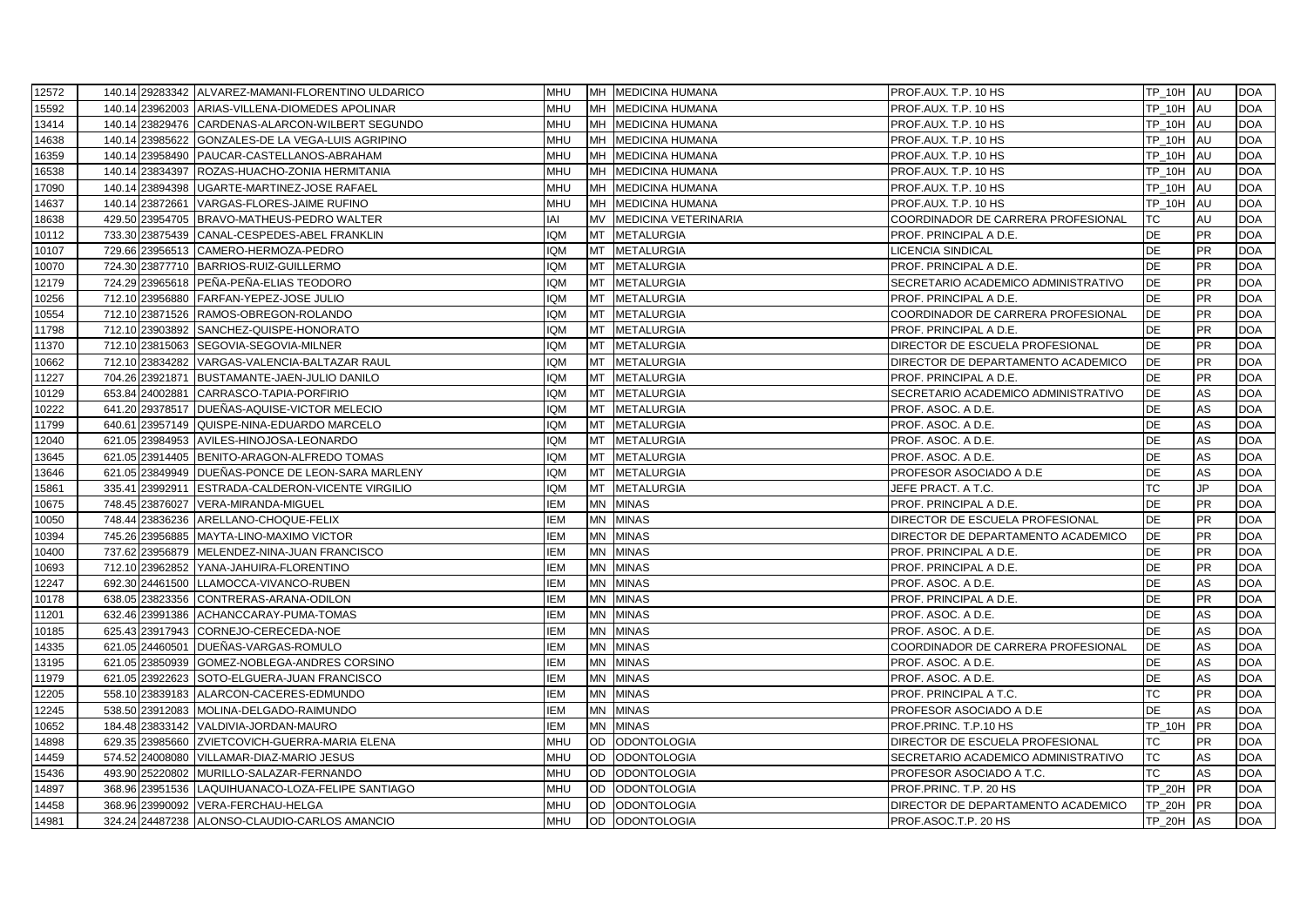| | | | | | | | | | | |
|---|---|---|---|---|---|---|---|---|---|---|
| 12572 | 140.14 | 29283342 | ALVAREZ-MAMANI-FLORENTINO ULDARICO | MHU | MH | MEDICINA HUMANA | PROF.AUX. T.P. 10 HS | TP_10H | AU | DOA |
| 15592 | 140.14 | 23962003 | ARIAS-VILLENA-DIOMEDES APOLINAR | MHU | MH | MEDICINA HUMANA | PROF.AUX. T.P. 10 HS | TP_10H | AU | DOA |
| 13414 | 140.14 | 23829476 | CARDENAS-ALARCON-WILBERT SEGUNDO | MHU | MH | MEDICINA HUMANA | PROF.AUX. T.P. 10 HS | TP_10H | AU | DOA |
| 14638 | 140.14 | 23985622 | GONZALES-DE LA VEGA-LUIS AGRIPINO | MHU | MH | MEDICINA HUMANA | PROF.AUX. T.P. 10 HS | TP_10H | AU | DOA |
| 16359 | 140.14 | 23958490 | PAUCAR-CASTELLANOS-ABRAHAM | MHU | MH | MEDICINA HUMANA | PROF.AUX. T.P. 10 HS | TP_10H | AU | DOA |
| 16538 | 140.14 | 23834397 | ROZAS-HUACHO-ZONIA HERMITANIA | MHU | MH | MEDICINA HUMANA | PROF.AUX. T.P. 10 HS | TP_10H | AU | DOA |
| 17090 | 140.14 | 23894398 | UGARTE-MARTINEZ-JOSE RAFAEL | MHU | MH | MEDICINA HUMANA | PROF.AUX. T.P. 10 HS | TP_10H | AU | DOA |
| 14637 | 140.14 | 23872661 | VARGAS-FLORES-JAIME RUFINO | MHU | MH | MEDICINA HUMANA | PROF.AUX. T.P. 10 HS | TP_10H | AU | DOA |
| 18638 | 429.50 | 23954705 | BRAVO-MATHEUS-PEDRO WALTER | IAI | MV | MEDICINA VETERINARIA | COORDINADOR DE CARRERA PROFESIONAL | TC | AU | DOA |
| 10112 | 733.30 | 23875439 | CANAL-CESPEDES-ABEL FRANKLIN | IQM | MT | METALURGIA | PROF. PRINCIPAL A D.E. | DE | PR | DOA |
| 10107 | 729.66 | 23956513 | CAMERO-HERMOZA-PEDRO | IQM | MT | METALURGIA | LICENCIA SINDICAL | DE | PR | DOA |
| 10070 | 724.30 | 23877710 | BARRIOS-RUIZ-GUILLERMO | IQM | MT | METALURGIA | PROF. PRINCIPAL A D.E. | DE | PR | DOA |
| 12179 | 724.29 | 23965618 | PEÑA-PEÑA-ELIAS TEODORO | IQM | MT | METALURGIA | SECRETARIO ACADEMICO ADMINISTRATIVO | DE | PR | DOA |
| 10256 | 712.10 | 23956880 | FARFAN-YEPEZ-JOSE JULIO | IQM | MT | METALURGIA | PROF. PRINCIPAL A D.E. | DE | PR | DOA |
| 10554 | 712.10 | 23871526 | RAMOS-OBREGON-ROLANDO | IQM | MT | METALURGIA | COORDINADOR DE CARRERA PROFESIONAL | DE | PR | DOA |
| 11798 | 712.10 | 23903892 | SANCHEZ-QUISPE-HONORATO | IQM | MT | METALURGIA | PROF. PRINCIPAL A D.E. | DE | PR | DOA |
| 11370 | 712.10 | 23815063 | SEGOVIA-SEGOVIA-MILNER | IQM | MT | METALURGIA | DIRECTOR DE ESCUELA PROFESIONAL | DE | PR | DOA |
| 10662 | 712.10 | 23834282 | VARGAS-VALENCIA-BALTAZAR RAUL | IQM | MT | METALURGIA | DIRECTOR DE DEPARTAMENTO ACADEMICO | DE | PR | DOA |
| 11227 | 704.26 | 23921871 | BUSTAMANTE-JAEN-JULIO DANILO | IQM | MT | METALURGIA | PROF. PRINCIPAL A D.E. | DE | PR | DOA |
| 10129 | 653.84 | 24002881 | CARRASCO-TAPIA-PORFIRIO | IQM | MT | METALURGIA | SECRETARIO ACADEMICO ADMINISTRATIVO | DE | AS | DOA |
| 10222 | 641.20 | 29378517 | DUEÑAS-AQUISE-VICTOR MELECIO | IQM | MT | METALURGIA | PROF. ASOC. A D.E. | DE | AS | DOA |
| 11799 | 640.61 | 23957149 | QUISPE-NINA-EDUARDO MARCELO | IQM | MT | METALURGIA | PROF. ASOC. A D.E. | DE | AS | DOA |
| 12040 | 621.05 | 23984953 | AVILES-HINOJOSA-LEONARDO | IQM | MT | METALURGIA | PROF. ASOC. A D.E. | DE | AS | DOA |
| 13645 | 621.05 | 23914405 | BENITO-ARAGON-ALFREDO TOMAS | IQM | MT | METALURGIA | PROF. ASOC. A D.E. | DE | AS | DOA |
| 13646 | 621.05 | 23849949 | DUEÑAS-PONCE DE LEON-SARA MARLENY | IQM | MT | METALURGIA | PROFESOR ASOCIADO A D.E | DE | AS | DOA |
| 15861 | 335.41 | 23992911 | ESTRADA-CALDERON-VICENTE VIRGILIO | IQM | MT | METALURGIA | JEFE PRACT. A T.C. | TC | JP | DOA |
| 10675 | 748.45 | 23876027 | VERA-MIRANDA-MIGUEL | IEM | MN | MINAS | PROF. PRINCIPAL A D.E. | DE | PR | DOA |
| 10050 | 748.44 | 23836236 | ARELLANO-CHOQUE-FELIX | IEM | MN | MINAS | DIRECTOR DE ESCUELA PROFESIONAL | DE | PR | DOA |
| 10394 | 745.26 | 23956885 | MAYTA-LINO-MAXIMO VICTOR | IEM | MN | MINAS | DIRECTOR DE DEPARTAMENTO ACADEMICO | DE | PR | DOA |
| 10400 | 737.62 | 23956879 | MELENDEZ-NINA-JUAN FRANCISCO | IEM | MN | MINAS | PROF. PRINCIPAL A D.E. | DE | PR | DOA |
| 10693 | 712.10 | 23962852 | YANA-JAHUIRA-FLORENTINO | IEM | MN | MINAS | PROF. PRINCIPAL A D.E. | DE | PR | DOA |
| 12247 | 692.30 | 24461500 | LLAMOCCA-VIVANCO-RUBEN | IEM | MN | MINAS | PROF. ASOC. A D.E. | DE | AS | DOA |
| 10178 | 638.05 | 23823356 | CONTRERAS-ARANA-ODILON | IEM | MN | MINAS | PROF. PRINCIPAL A D.E. | DE | PR | DOA |
| 11201 | 632.46 | 23991386 | ACHANCCARAY-PUMA-TOMAS | IEM | MN | MINAS | PROF. ASOC. A D.E. | DE | AS | DOA |
| 10185 | 625.43 | 23917943 | CORNEJO-CERECEDA-NOE | IEM | MN | MINAS | PROF. ASOC. A D.E. | DE | AS | DOA |
| 14335 | 621.05 | 24460501 | DUEÑAS-VARGAS-ROMULO | IEM | MN | MINAS | COORDINADOR DE CARRERA PROFESIONAL | DE | AS | DOA |
| 13195 | 621.05 | 23850939 | GOMEZ-NOBLEGA-ANDRES CORSINO | IEM | MN | MINAS | PROF. ASOC. A D.E. | DE | AS | DOA |
| 11979 | 621.05 | 23922623 | SOTO-ELGUERA-JUAN FRANCISCO | IEM | MN | MINAS | PROF. ASOC. A D.E. | DE | AS | DOA |
| 12205 | 558.10 | 23839183 | ALARCON-CACERES-EDMUNDO | IEM | MN | MINAS | PROF. PRINCIPAL A T.C. | TC | PR | DOA |
| 12245 | 538.50 | 23912083 | MOLINA-DELGADO-RAIMUNDO | IEM | MN | MINAS | PROFESOR ASOCIADO A D.E | DE | AS | DOA |
| 10652 | 184.48 | 23833142 | VALDIVIA-JORDAN-MAURO | IEM | MN | MINAS | PROF.PRINC. T.P.10 HS | TP_10H | PR | DOA |
| 14898 | 629.35 | 23985660 | ZVIETCOVICH-GUERRA-MARIA ELENA | MHU | OD | ODONTOLOGIA | DIRECTOR DE ESCUELA PROFESIONAL | TC | PR | DOA |
| 14459 | 574.52 | 24008080 | VILLAMAR-DIAZ-MARIO JESUS | MHU | OD | ODONTOLOGIA | SECRETARIO ACADEMICO ADMINISTRATIVO | TC | AS | DOA |
| 15436 | 493.90 | 25220802 | MURILLO-SALAZAR-FERNANDO | MHU | OD | ODONTOLOGIA | PROFESOR ASOCIADO A T.C. | TC | AS | DOA |
| 14897 | 368.96 | 23951536 | LAQUIHUANACO-LOZA-FELIPE SANTIAGO | MHU | OD | ODONTOLOGIA | PROF.PRINC. T.P. 20 HS | TP_20H | PR | DOA |
| 14458 | 368.96 | 23990092 | VERA-FERCHAU-HELGA | MHU | OD | ODONTOLOGIA | DIRECTOR DE DEPARTAMENTO ACADEMICO | TP_20H | PR | DOA |
| 14981 | 324.24 | 24487238 | ALONSO-CLAUDIO-CARLOS AMANCIO | MHU | OD | ODONTOLOGIA | PROF.ASOC.T.P. 20 HS | TP_20H | AS | DOA |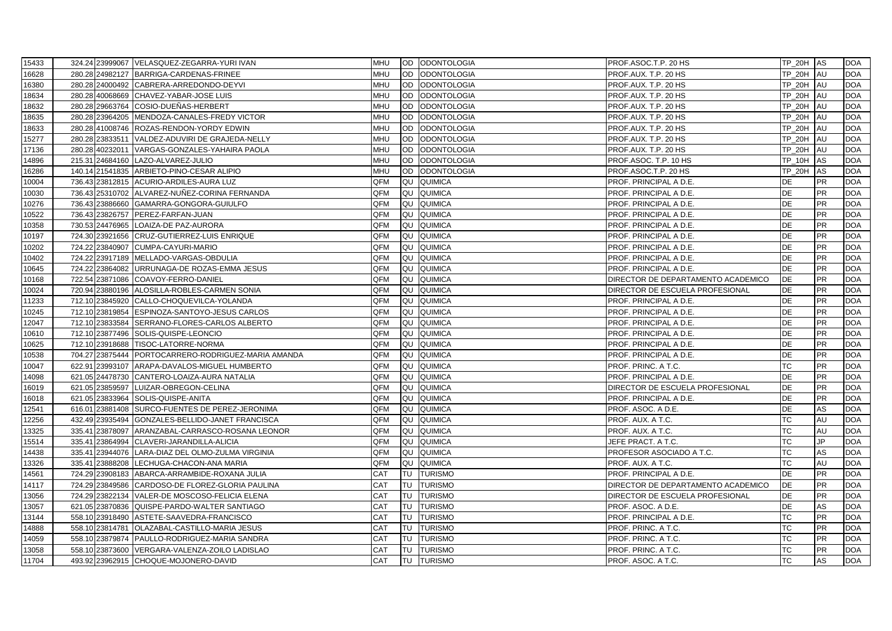| | | | | | | | | | |
|---|---|---|---|---|---|---|---|---|---|
| 15433 | 324.24 | 23999067 | VELASQUEZ-ZEGARRA-YURI IVAN | MHU | OD | ODONTOLOGIA | PROF.ASOC.T.P. 20 HS | TP_20H | AS | DOA |
| 16628 | 280.28 | 24982127 | BARRIGA-CARDENAS-FRINEE | MHU | OD | ODONTOLOGIA | PROF.AUX. T.P. 20 HS | TP_20H | AU | DOA |
| 16380 | 280.28 | 24000492 | CABRERA-ARREDONDO-DEYVI | MHU | OD | ODONTOLOGIA | PROF.AUX. T.P. 20 HS | TP_20H | AU | DOA |
| 18634 | 280.28 | 40068669 | CHAVEZ-YABAR-JOSE LUIS | MHU | OD | ODONTOLOGIA | PROF.AUX. T.P. 20 HS | TP_20H | AU | DOA |
| 18632 | 280.28 | 29663764 | COSIO-DUEÑAS-HERBERT | MHU | OD | ODONTOLOGIA | PROF.AUX. T.P. 20 HS | TP_20H | AU | DOA |
| 18635 | 280.28 | 23964205 | MENDOZA-CANALES-FREDY VICTOR | MHU | OD | ODONTOLOGIA | PROF.AUX. T.P. 20 HS | TP_20H | AU | DOA |
| 18633 | 280.28 | 41008746 | ROZAS-RENDON-YORDY EDWIN | MHU | OD | ODONTOLOGIA | PROF.AUX. T.P. 20 HS | TP_20H | AU | DOA |
| 15277 | 280.28 | 23833511 | VALDEZ-ADUVIRI DE GRAJEDA-NELLY | MHU | OD | ODONTOLOGIA | PROF.AUX. T.P. 20 HS | TP_20H | AU | DOA |
| 17136 | 280.28 | 40232011 | VARGAS-GONZALES-YAHAIRA PAOLA | MHU | OD | ODONTOLOGIA | PROF.AUX. T.P. 20 HS | TP_20H | AU | DOA |
| 14896 | 215.31 | 24684160 | LAZO-ALVAREZ-JULIO | MHU | OD | ODONTOLOGIA | PROF.ASOC. T.P. 10 HS | TP_10H | AS | DOA |
| 16286 | 140.14 | 21541835 | ARBIETO-PINO-CESAR ALIPIO | MHU | OD | ODONTOLOGIA | PROF.ASOC.T.P. 20 HS | TP_20H | AS | DOA |
| 10004 | 736.43 | 23812815 | ACURIO-ARDILES-AURA LUZ | QFM | QU | QUIMICA | PROF. PRINCIPAL A D.E. | DE | PR | DOA |
| 10030 | 736.43 | 25310702 | ALVAREZ-NUÑEZ-CORINA FERNANDA | QFM | QU | QUIMICA | PROF. PRINCIPAL A D.E. | DE | PR | DOA |
| 10276 | 736.43 | 23886660 | GAMARRA-GONGORA-GUIULFO | QFM | QU | QUIMICA | PROF. PRINCIPAL A D.E. | DE | PR | DOA |
| 10522 | 736.43 | 23826757 | PEREZ-FARFAN-JUAN | QFM | QU | QUIMICA | PROF. PRINCIPAL A D.E. | DE | PR | DOA |
| 10358 | 730.53 | 24476965 | LOAIZA-DE PAZ-AURORA | QFM | QU | QUIMICA | PROF. PRINCIPAL A D.E. | DE | PR | DOA |
| 10197 | 724.30 | 23921656 | CRUZ-GUTIERREZ-LUIS ENRIQUE | QFM | QU | QUIMICA | PROF. PRINCIPAL A D.E. | DE | PR | DOA |
| 10202 | 724.22 | 23840907 | CUMPA-CAYURI-MARIO | QFM | QU | QUIMICA | PROF. PRINCIPAL A D.E. | DE | PR | DOA |
| 10402 | 724.22 | 23917189 | MELLADO-VARGAS-OBDULIA | QFM | QU | QUIMICA | PROF. PRINCIPAL A D.E. | DE | PR | DOA |
| 10645 | 724.22 | 23864082 | URRUNAGA-DE ROZAS-EMMA JESUS | QFM | QU | QUIMICA | PROF. PRINCIPAL A D.E. | DE | PR | DOA |
| 10168 | 722.54 | 23871086 | COAVOY-FERRO-DANIEL | QFM | QU | QUIMICA | DIRECTOR DE DEPARTAMENTO ACADEMICO | DE | PR | DOA |
| 10024 | 720.94 | 23880196 | ALOSILLA-ROBLES-CARMEN SONIA | QFM | QU | QUIMICA | DIRECTOR DE ESCUELA PROFESIONAL | DE | PR | DOA |
| 11233 | 712.10 | 23845920 | CALLO-CHOQUEVILCA-YOLANDA | QFM | QU | QUIMICA | PROF. PRINCIPAL A D.E. | DE | PR | DOA |
| 10245 | 712.10 | 23819854 | ESPINOZA-SANTOYO-JESUS CARLOS | QFM | QU | QUIMICA | PROF. PRINCIPAL A D.E. | DE | PR | DOA |
| 12047 | 712.10 | 23833584 | SERRANO-FLORES-CARLOS ALBERTO | QFM | QU | QUIMICA | PROF. PRINCIPAL A D.E. | DE | PR | DOA |
| 10610 | 712.10 | 23877496 | SOLIS-QUISPE-LEONCIO | QFM | QU | QUIMICA | PROF. PRINCIPAL A D.E. | DE | PR | DOA |
| 10625 | 712.10 | 23918688 | TISOC-LATORRE-NORMA | QFM | QU | QUIMICA | PROF. PRINCIPAL A D.E. | DE | PR | DOA |
| 10538 | 704.27 | 23875444 | PORTOCARRERO-RODRIGUEZ-MARIA AMANDA | QFM | QU | QUIMICA | PROF. PRINCIPAL A D.E. | DE | PR | DOA |
| 10047 | 622.91 | 23993107 | ARAPA-DAVALOS-MIGUEL HUMBERTO | QFM | QU | QUIMICA | PROF. PRINC. A T.C. | TC | PR | DOA |
| 14098 | 621.05 | 24478730 | CANTERO-LOAIZA-AURA NATALIA | QFM | QU | QUIMICA | PROF. PRINCIPAL A D.E. | DE | PR | DOA |
| 16019 | 621.05 | 23859597 | LUIZAR-OBREGON-CELINA | QFM | QU | QUIMICA | DIRECTOR DE ESCUELA PROFESIONAL | DE | PR | DOA |
| 16018 | 621.05 | 23833964 | SOLIS-QUISPE-ANITA | QFM | QU | QUIMICA | PROF. PRINCIPAL A D.E. | DE | PR | DOA |
| 12541 | 616.01 | 23881408 | SURCO-FUENTES DE PEREZ-JERONIMA | QFM | QU | QUIMICA | PROF. ASOC. A D.E. | DE | AS | DOA |
| 12256 | 432.49 | 23935494 | GONZALES-BELLIDO-JANET FRANCISCA | QFM | QU | QUIMICA | PROF. AUX. A T.C. | TC | AU | DOA |
| 13325 | 335.41 | 23878097 | ARANZABAL-CARRASCO-ROSANA LEONOR | QFM | QU | QUIMICA | PROF. AUX. A T.C. | TC | AU | DOA |
| 15514 | 335.41 | 23864994 | CLAVERI-JARANDILLA-ALICIA | QFM | QU | QUIMICA | JEFE PRACT. A T.C. | TC | JP | DOA |
| 14438 | 335.41 | 23944076 | LARA-DIAZ DEL OLMO-ZULMA VIRGINIA | QFM | QU | QUIMICA | PROFESOR ASOCIADO A T.C. | TC | AS | DOA |
| 13326 | 335.41 | 23888208 | LECHUGA-CHACON-ANA MARIA | QFM | QU | QUIMICA | PROF. AUX. A T.C. | TC | AU | DOA |
| 14561 | 724.29 | 23908183 | ABARCA-ARRAMBIDE-ROXANA JULIA | CAT | TU | TURISMO | PROF. PRINCIPAL A D.E. | DE | PR | DOA |
| 14117 | 724.29 | 23849586 | CARDOSO-DE FLOREZ-GLORIA PAULINA | CAT | TU | TURISMO | DIRECTOR DE DEPARTAMENTO ACADEMICO | DE | PR | DOA |
| 13056 | 724.29 | 23822134 | VALER-DE MOSCOSO-FELICIA ELENA | CAT | TU | TURISMO | DIRECTOR DE ESCUELA PROFESIONAL | DE | PR | DOA |
| 13057 | 621.05 | 23870836 | QUISPE-PARDO-WALTER SANTIAGO | CAT | TU | TURISMO | PROF. ASOC. A D.E. | DE | AS | DOA |
| 13144 | 558.10 | 23918490 | ASTETE-SAAVEDRA-FRANCISCO | CAT | TU | TURISMO | PROF. PRINCIPAL A D.E. | TC | PR | DOA |
| 14888 | 558.10 | 23814781 | OLAZABAL-CASTILLO-MARIA JESUS | CAT | TU | TURISMO | PROF. PRINC. A T.C. | TC | PR | DOA |
| 14059 | 558.10 | 23879874 | PAULLO-RODRIGUEZ-MARIA SANDRA | CAT | TU | TURISMO | PROF. PRINC. A T.C. | TC | PR | DOA |
| 13058 | 558.10 | 23873600 | VERGARA-VALENZA-ZOILO LADISLAO | CAT | TU | TURISMO | PROF. PRINC. A T.C. | TC | PR | DOA |
| 11704 | 493.92 | 23962915 | CHOQUE-MOJONERO-DAVID | CAT | TU | TURISMO | PROF. ASOC. A T.C. | TC | AS | DOA |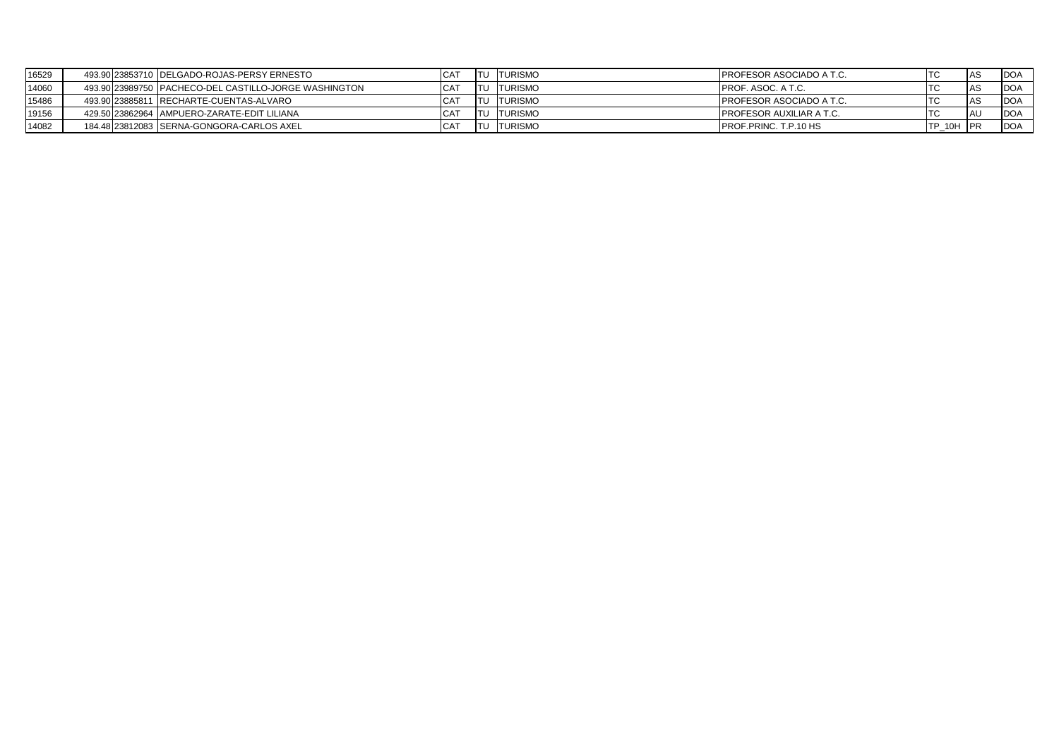| | | | | | | | | | | |
|---|---|---|---|---|---|---|---|---|---|---|
| 16529 | 493.90 | 23853710 | DELGADO-ROJAS-PERSY ERNESTO | CAT | TU | TURISMO | PROFESOR ASOCIADO A T.C. | TC | AS | DOA |
| 14060 | 493.90 | 23989750 | PACHECO-DEL CASTILLO-JORGE WASHINGTON | CAT | TU | TURISMO | PROF. ASOC. A T.C. | TC | AS | DOA |
| 15486 | 493.90 | 23885811 | RECHARTE-CUENTAS-ALVARO | CAT | TU | TURISMO | PROFESOR ASOCIADO A T.C. | TC | AS | DOA |
| 19156 | 429.50 | 23862964 | AMPUERO-ZARATE-EDIT LILIANA | CAT | TU | TURISMO | PROFESOR AUXILIAR A T.C. | TC | AU | DOA |
| 14082 | 184.48 | 23812083 | SERNA-GONGORA-CARLOS AXEL | CAT | TU | TURISMO | PROF.PRINC. T.P.10 HS | TP_10H | PR | DOA |